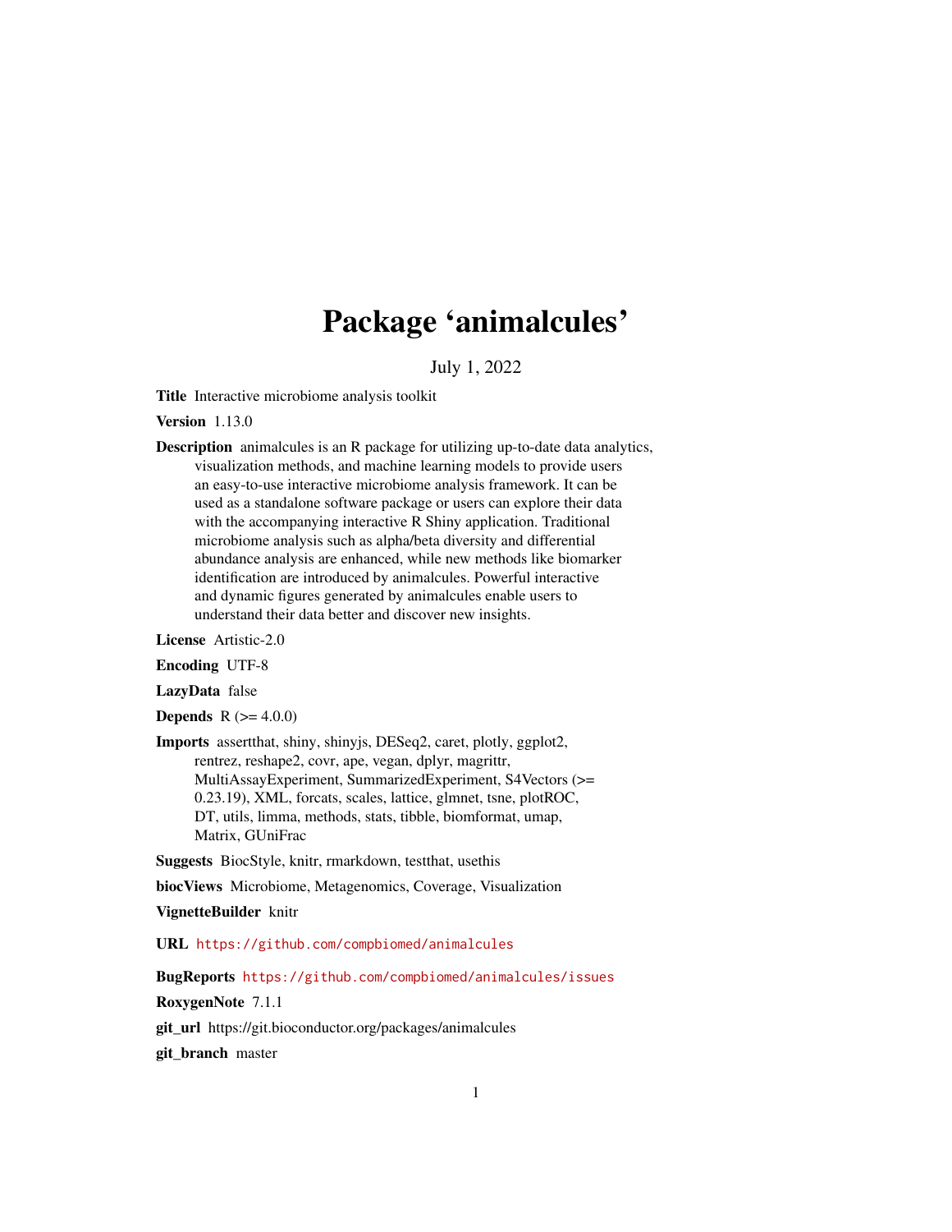# Package 'animalcules'

July 1, 2022

**Title** Interactive microbiome analysis toolkit

**Version** 1.13.0

**Description** animalcules is an R package for utilizing up-to-date data analytics, visualization methods, and machine learning models to provide users an easy-to-use interactive microbiome analysis framework. It can be used as a standalone software package or users can explore their data with the accompanying interactive R Shiny application. Traditional microbiome analysis such as alpha/beta diversity and differential abundance analysis are enhanced, while new methods like biomarker identification are introduced by animalcules. Powerful interactive and dynamic figures generated by animalcules enable users to understand their data better and discover new insights.

**License** Artistic-2.0

**Encoding** UTF-8

**LazyData** false

**Depends** R (>= 4.0.0)

**Imports** assertthat, shiny, shinyjs, DESeq2, caret, plotly, ggplot2, rentrez, reshape2, covr, ape, vegan, dplyr, magrittr, MultiAssayExperiment, SummarizedExperiment, S4Vectors (>= 0.23.19), XML, forcats, scales, lattice, glmnet, tsne, plotROC, DT, utils, limma, methods, stats, tibble, biomformat, umap, Matrix, GUniFrac

**Suggests** BiocStyle, knitr, rmarkdown, testthat, usethis

**biocViews** Microbiome, Metagenomics, Coverage, Visualization

**VignetteBuilder** knitr

**URL** https://github.com/compbiomed/animalcules

**BugReports** https://github.com/compbiomed/animalcules/issues

**RoxygenNote** 7.1.1

**git_url** https://git.bioconductor.org/packages/animalcules

**git_branch** master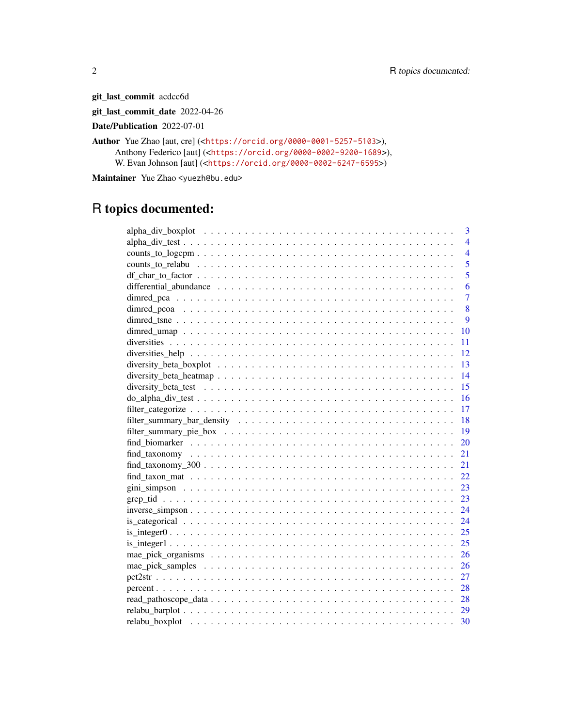**git_last_commit** acdcc6d

**git_last_commit_date** 2022-04-26

**Date/Publication** 2022-07-01

**Author** Yue Zhao [aut, cre] (<https://orcid.org/0000-0001-5257-5103>),
Anthony Federico [aut] (<https://orcid.org/0000-0002-9200-1689>),
W. Evan Johnson [aut] (<https://orcid.org/0000-0002-6247-6595>)

**Maintainer** Yue Zhao <yuezh@bu.edu>

# R topics documented:

alpha_div_boxplot . . . . . 3
alpha_div_test . . . . . 4
counts_to_logcpm . . . . . 4
counts_to_relabu . . . . . 5
df_char_to_factor . . . . . 5
differential_abundance . . . . . 6
dimred_pca . . . . . 7
dimred_pcoa . . . . . 8
dimred_tsne . . . . . 9
dimred_umap . . . . . 10
diversities . . . . . 11
diversities_help . . . . . 12
diversity_beta_boxplot . . . . . 13
diversity_beta_heatmap . . . . . 14
diversity_beta_test . . . . . 15
do_alpha_div_test . . . . . 16
filter_categorize . . . . . 17
filter_summary_bar_density . . . . . 18
filter_summary_pie_box . . . . . 19
find_biomarker . . . . . 20
find_taxonomy . . . . . 21
find_taxonomy_300 . . . . . 21
find_taxon_mat . . . . . 22
gini_simpson . . . . . 23
grep_tid . . . . . 23
inverse_simpson . . . . . 24
is_categorical . . . . . 24
is_integer0 . . . . . 25
is_integer1 . . . . . 25
mae_pick_organisms . . . . . 26
mae_pick_samples . . . . . 26
pct2str . . . . . 27
percent . . . . . 28
read_pathoscope_data . . . . . 28
relabu_barplot . . . . . 29
relabu_boxplot . . . . . 30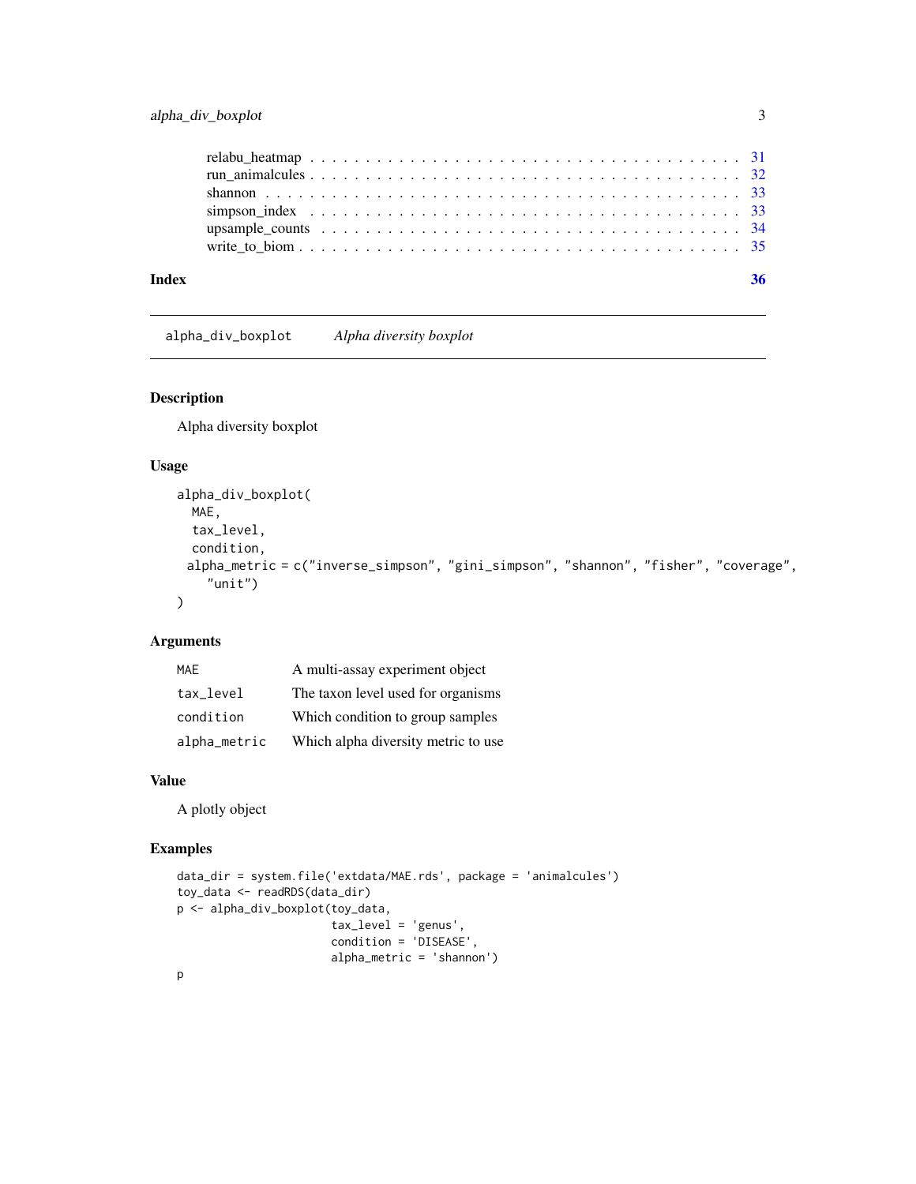relabu_heatmap . . . . . . . . . . . . . . . . . . . . . . . . . . . . . . . . . . . . 31
run_animalcules . . . . . . . . . . . . . . . . . . . . . . . . . . . . . . . . . . . . 32
shannon . . . . . . . . . . . . . . . . . . . . . . . . . . . . . . . . . . . . . . . . 33
simpson_index . . . . . . . . . . . . . . . . . . . . . . . . . . . . . . . . . . . . . 33
upsample_counts . . . . . . . . . . . . . . . . . . . . . . . . . . . . . . . . . . . . 34
write_to_biom . . . . . . . . . . . . . . . . . . . . . . . . . . . . . . . . . . . . . 35

**Index** **36**

---

## alpha_div_boxplot — *Alpha diversity boxplot*

### Description

Alpha diversity boxplot

### Usage

```
alpha_div_boxplot(
  MAE,
  tax_level,
  condition,
  alpha_metric = c("inverse_simpson", "gini_simpson", "shannon", "fisher", "coverage",
    "unit")
)
```

### Arguments

| | |
|---|---|
| `MAE` | A multi-assay experiment object |
| `tax_level` | The taxon level used for organisms |
| `condition` | Which condition to group samples |
| `alpha_metric` | Which alpha diversity metric to use |

### Value

A plotly object

### Examples

```
data_dir = system.file('extdata/MAE.rds', package = 'animalcules')
toy_data <- readRDS(data_dir)
p <- alpha_div_boxplot(toy_data,
                       tax_level = 'genus',
                       condition = 'DISEASE',
                       alpha_metric = 'shannon')
p
```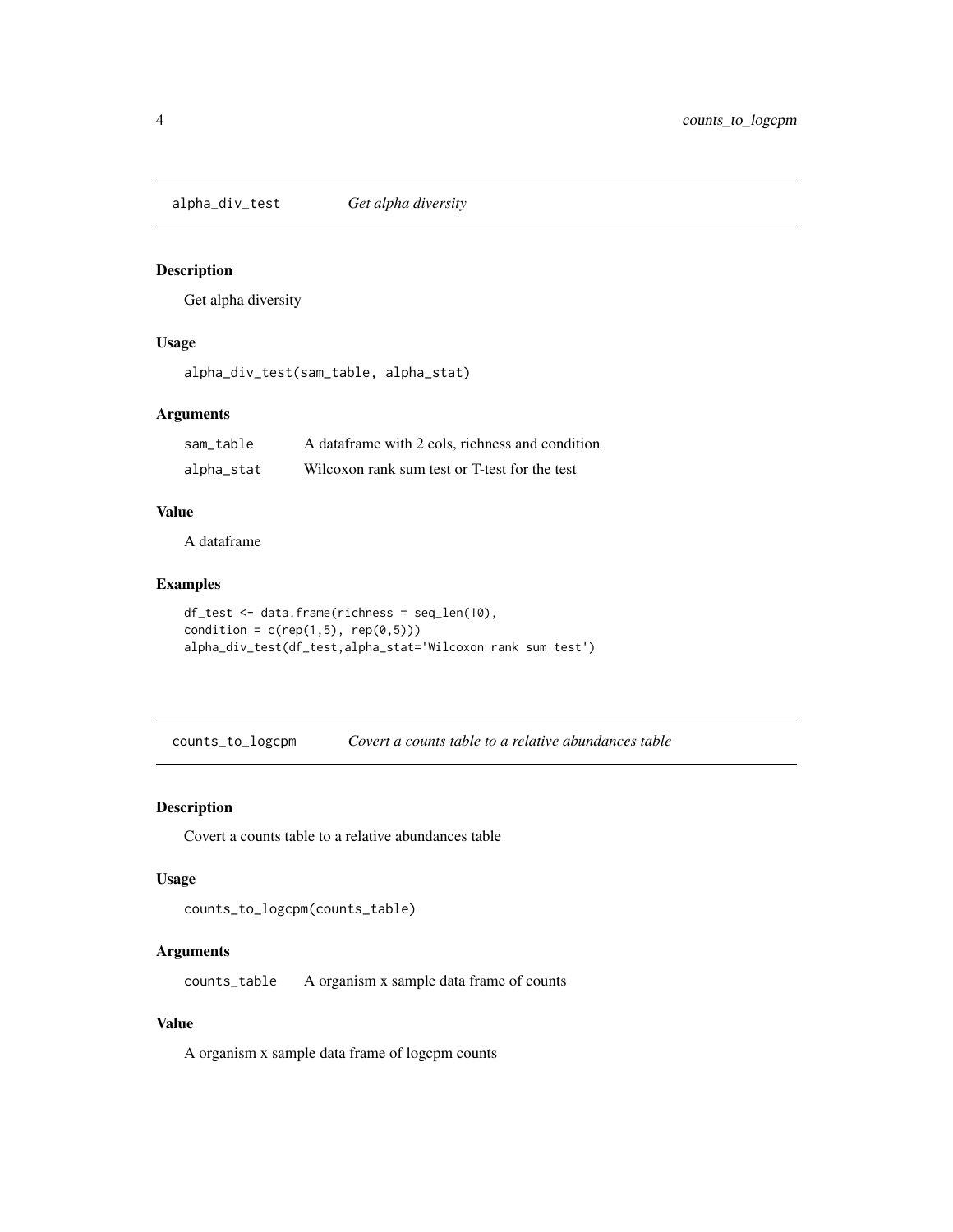## alpha_div_test — *Get alpha diversity*

### Description

Get alpha diversity

### Usage

```
alpha_div_test(sam_table, alpha_stat)
```

### Arguments

| | |
|---|---|
| `sam_table` | A dataframe with 2 cols, richness and condition |
| `alpha_stat` | Wilcoxon rank sum test or T-test for the test |

### Value

A dataframe

### Examples

```
df_test <- data.frame(richness = seq_len(10),
condition = c(rep(1,5), rep(0,5)))
alpha_div_test(df_test,alpha_stat='Wilcoxon rank sum test')
```

## counts_to_logcpm — *Covert a counts table to a relative abundances table*

### Description

Covert a counts table to a relative abundances table

### Usage

```
counts_to_logcpm(counts_table)
```

### Arguments

| | |
|---|---|
| `counts_table` | A organism x sample data frame of counts |

### Value

A organism x sample data frame of logcpm counts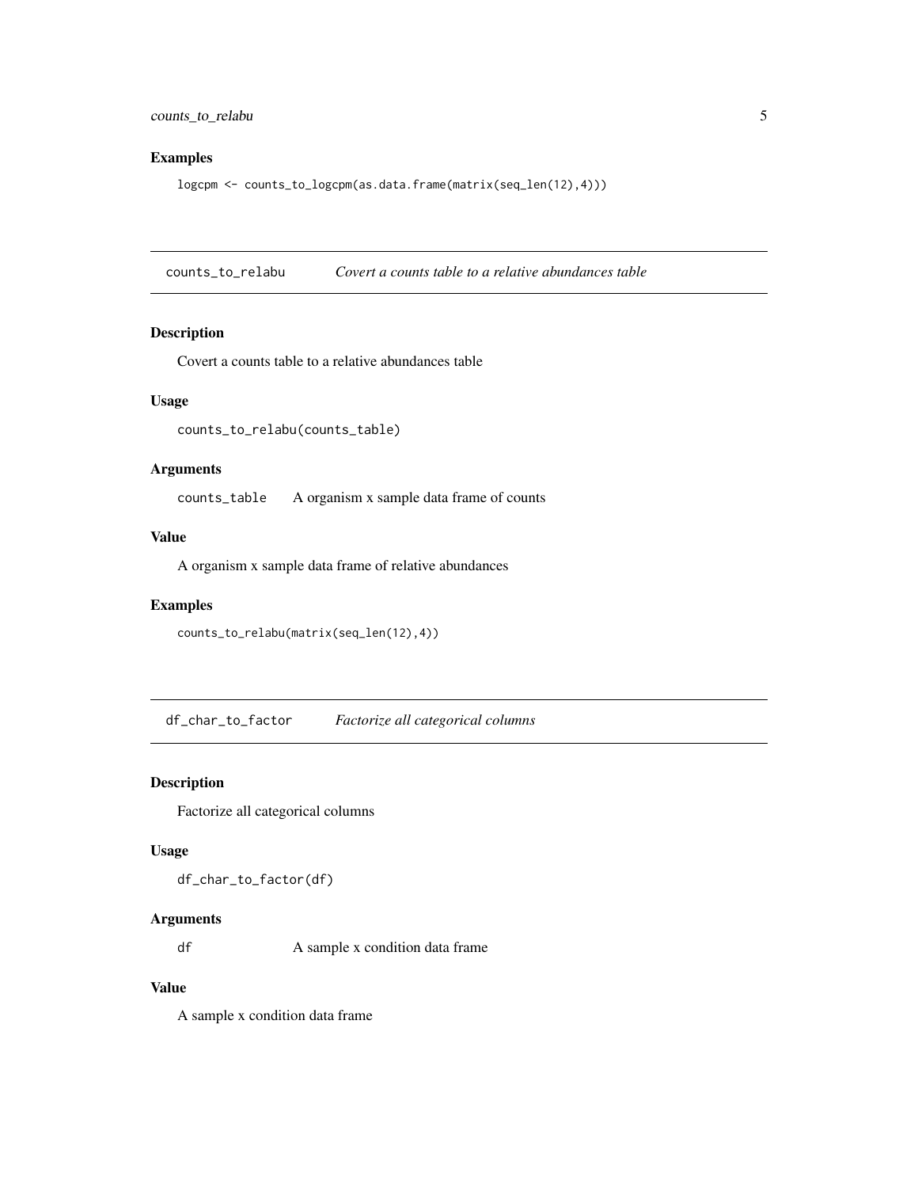## Examples

```
logcpm <- counts_to_logcpm(as.data.frame(matrix(seq_len(12),4)))
```

# counts_to_relabu — *Covert a counts table to a relative abundances table*

## Description

Covert a counts table to a relative abundances table

## Usage

```
counts_to_relabu(counts_table)
```

## Arguments

| | |
|---|---|
| counts_table | A organism x sample data frame of counts |

## Value

A organism x sample data frame of relative abundances

## Examples

```
counts_to_relabu(matrix(seq_len(12),4))
```

# df_char_to_factor — *Factorize all categorical columns*

## Description

Factorize all categorical columns

## Usage

```
df_char_to_factor(df)
```

## Arguments

| | |
|---|---|
| df | A sample x condition data frame |

## Value

A sample x condition data frame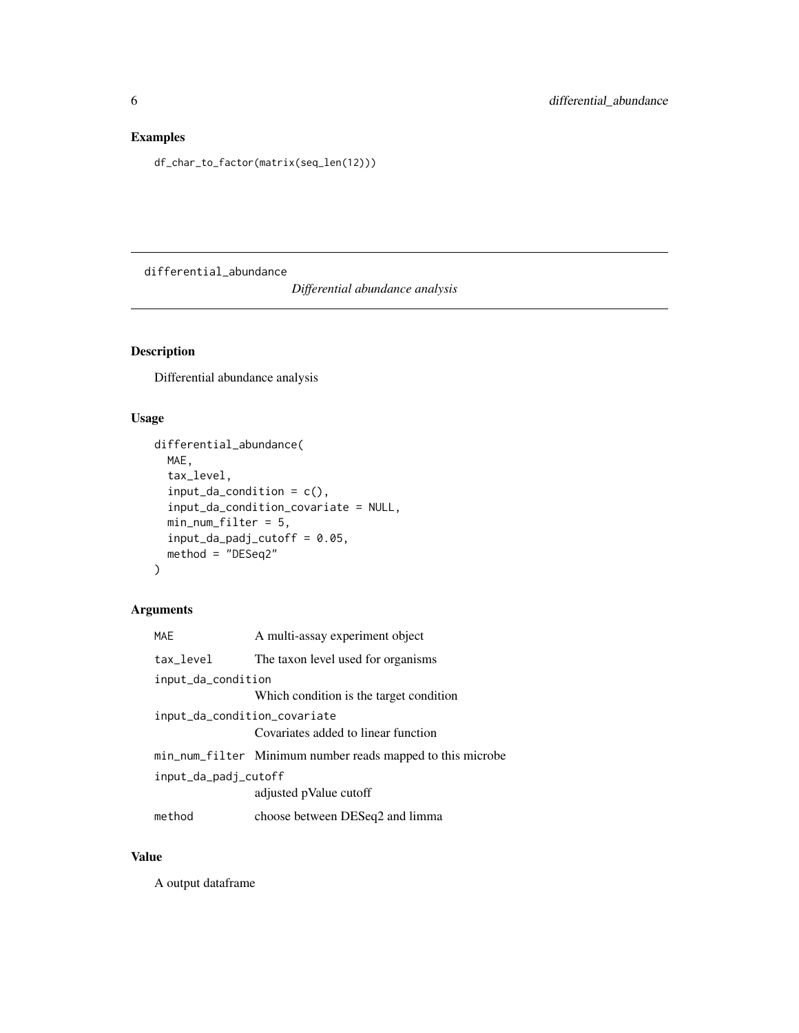## Examples

```
df_char_to_factor(matrix(seq_len(12)))
```

---

`differential_abundance` *Differential abundance analysis*

---

## Description

Differential abundance analysis

## Usage

```
differential_abundance(
  MAE,
  tax_level,
  input_da_condition = c(),
  input_da_condition_covariate = NULL,
  min_num_filter = 5,
  input_da_padj_cutoff = 0.05,
  method = "DESeq2"
)
```

## Arguments

| | |
|---|---|
| `MAE` | A multi-assay experiment object |
| `tax_level` | The taxon level used for organisms |
| `input_da_condition` | Which condition is the target condition |
| `input_da_condition_covariate` | Covariates added to linear function |
| `min_num_filter` | Minimum number reads mapped to this microbe |
| `input_da_padj_cutoff` | adjusted pValue cutoff |
| `method` | choose between DESeq2 and limma |

## Value

A output dataframe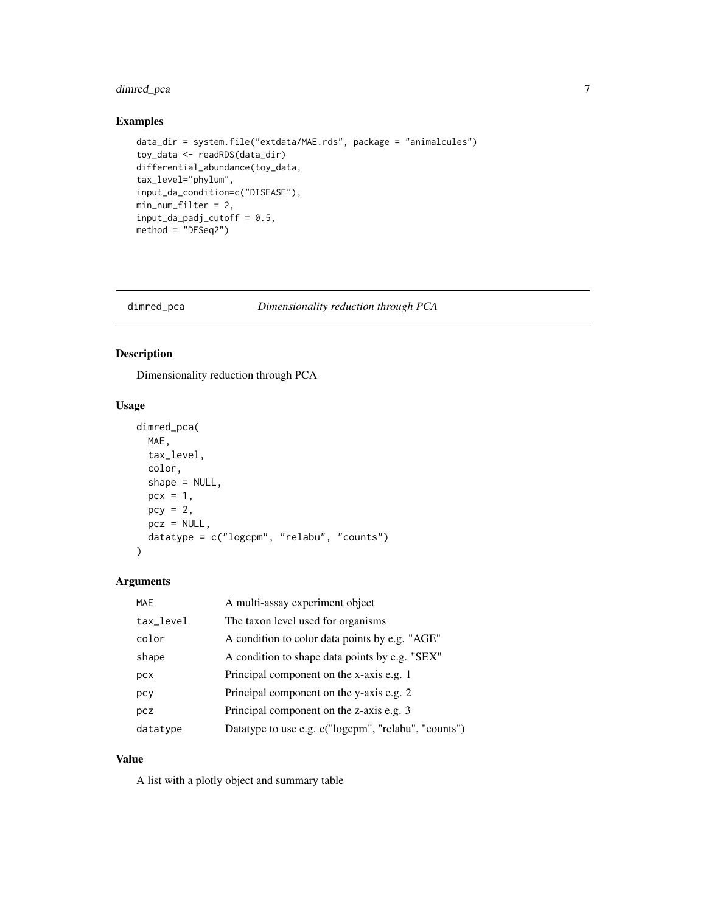## Examples

```
data_dir = system.file("extdata/MAE.rds", package = "animalcules")
toy_data <- readRDS(data_dir)
differential_abundance(toy_data,
tax_level="phylum",
input_da_condition=c("DISEASE"),
min_num_filter = 2,
input_da_padj_cutoff = 0.5,
method = "DESeq2")
```

---

# dimred_pca *Dimensionality reduction through PCA*

---

## Description

Dimensionality reduction through PCA

## Usage

```
dimred_pca(
  MAE,
  tax_level,
  color,
  shape = NULL,
  pcx = 1,
  pcy = 2,
  pcz = NULL,
  datatype = c("logcpm", "relabu", "counts")
)
```

## Arguments

| Argument | Description |
|---|---|
| MAE | A multi-assay experiment object |
| tax_level | The taxon level used for organisms |
| color | A condition to color data points by e.g. "AGE" |
| shape | A condition to shape data points by e.g. "SEX" |
| pcx | Principal component on the x-axis e.g. 1 |
| pcy | Principal component on the y-axis e.g. 2 |
| pcz | Principal component on the z-axis e.g. 3 |
| datatype | Datatype to use e.g. c("logcpm", "relabu", "counts") |

## Value

A list with a plotly object and summary table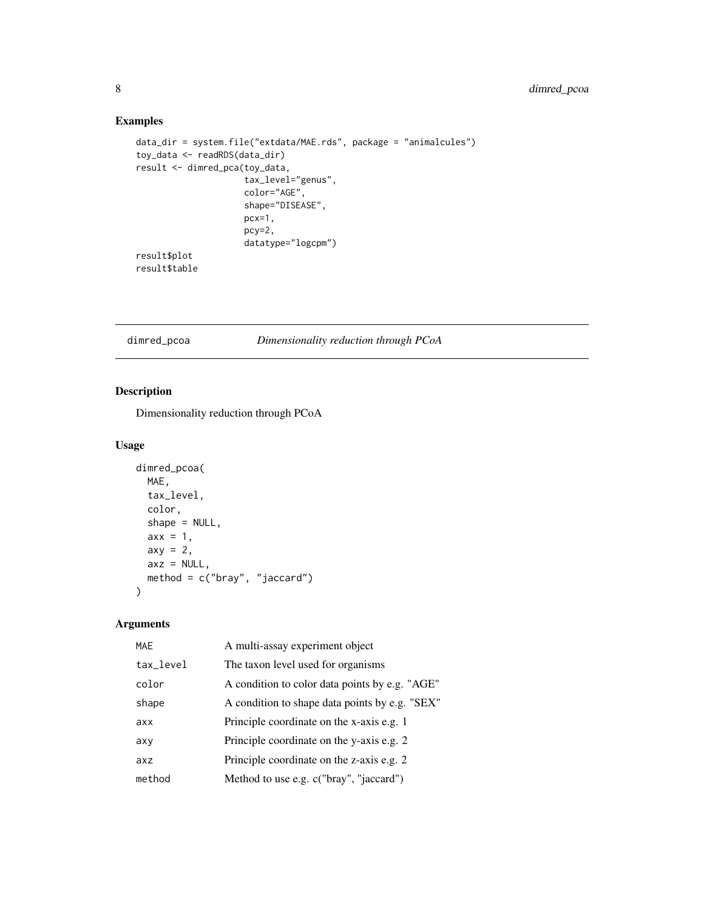## Examples

```
data_dir = system.file("extdata/MAE.rds", package = "animalcules")
toy_data <- readRDS(data_dir)
result <- dimred_pca(toy_data,
                     tax_level="genus",
                     color="AGE",
                     shape="DISEASE",
                     pcx=1,
                     pcy=2,
                     datatype="logcpm")
result$plot
result$table
```

---

# dimred_pcoa *Dimensionality reduction through PCoA*

---

## Description

Dimensionality reduction through PCoA

## Usage

```
dimred_pcoa(
  MAE,
  tax_level,
  color,
  shape = NULL,
  axx = 1,
  axy = 2,
  axz = NULL,
  method = c("bray", "jaccard")
)
```

## Arguments

| | |
|---|---|
| MAE | A multi-assay experiment object |
| tax_level | The taxon level used for organisms |
| color | A condition to color data points by e.g. "AGE" |
| shape | A condition to shape data points by e.g. "SEX" |
| axx | Principle coordinate on the x-axis e.g. 1 |
| axy | Principle coordinate on the y-axis e.g. 2 |
| axz | Principle coordinate on the z-axis e.g. 2 |
| method | Method to use e.g. c("bray", "jaccard") |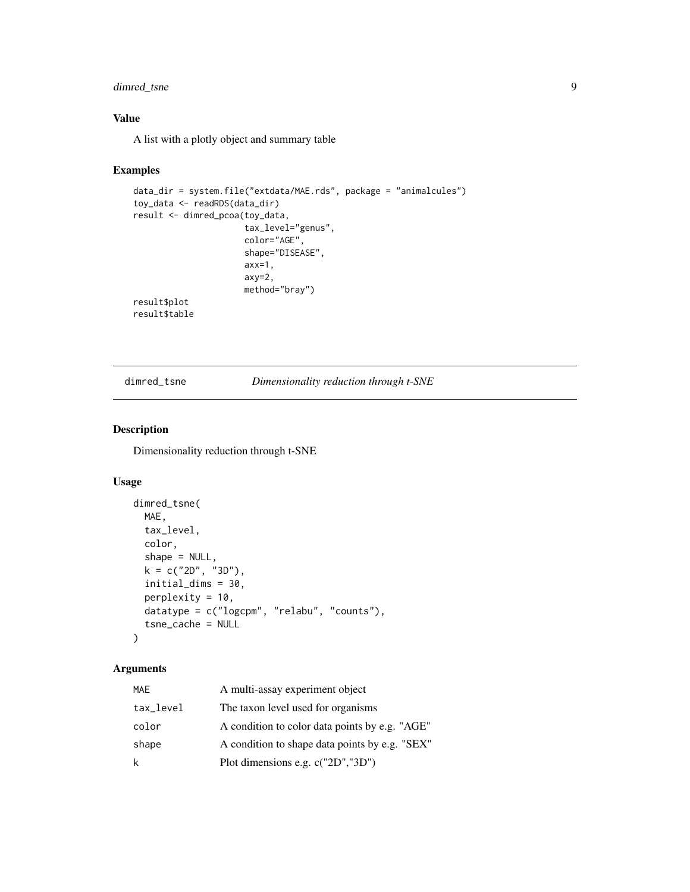## Value

A list with a plotly object and summary table

## Examples

```
data_dir = system.file("extdata/MAE.rds", package = "animalcules")
toy_data <- readRDS(data_dir)
result <- dimred_pcoa(toy_data,
                      tax_level="genus",
                      color="AGE",
                      shape="DISEASE",
                      axx=1,
                      axy=2,
                      method="bray")
result$plot
result$table
```

---

# dimred_tsne *Dimensionality reduction through t-SNE*

---

## Description

Dimensionality reduction through t-SNE

## Usage

```
dimred_tsne(
  MAE,
  tax_level,
  color,
  shape = NULL,
  k = c("2D", "3D"),
  initial_dims = 30,
  perplexity = 10,
  datatype = c("logcpm", "relabu", "counts"),
  tsne_cache = NULL
)
```

## Arguments

| | |
|---|---|
| MAE | A multi-assay experiment object |
| tax_level | The taxon level used for organisms |
| color | A condition to color data points by e.g. "AGE" |
| shape | A condition to shape data points by e.g. "SEX" |
| k | Plot dimensions e.g. c("2D","3D") |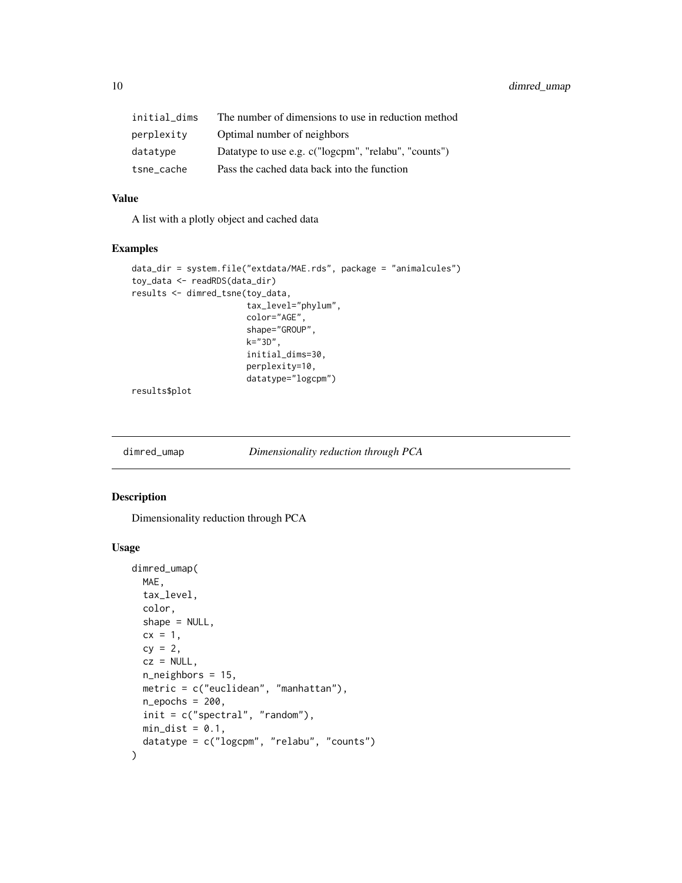| | |
|---|---|
| initial_dims | The number of dimensions to use in reduction method |
| perplexity | Optimal number of neighbors |
| datatype | Datatype to use e.g. c("logcpm", "relabu", "counts") |
| tsne_cache | Pass the cached data back into the function |

### Value

A list with a plotly object and cached data

### Examples

```
data_dir = system.file("extdata/MAE.rds", package = "animalcules")
toy_data <- readRDS(data_dir)
results <- dimred_tsne(toy_data,
                       tax_level="phylum",
                       color="AGE",
                       shape="GROUP",
                       k="3D",
                       initial_dims=30,
                       perplexity=10,
                       datatype="logcpm")
results$plot
```

## dimred_umap *Dimensionality reduction through PCA*

### Description

Dimensionality reduction through PCA

### Usage

```
dimred_umap(
  MAE,
  tax_level,
  color,
  shape = NULL,
  cx = 1,
  cy = 2,
  cz = NULL,
  n_neighbors = 15,
  metric = c("euclidean", "manhattan"),
  n_epochs = 200,
  init = c("spectral", "random"),
  min_dist = 0.1,
  datatype = c("logcpm", "relabu", "counts")
)
```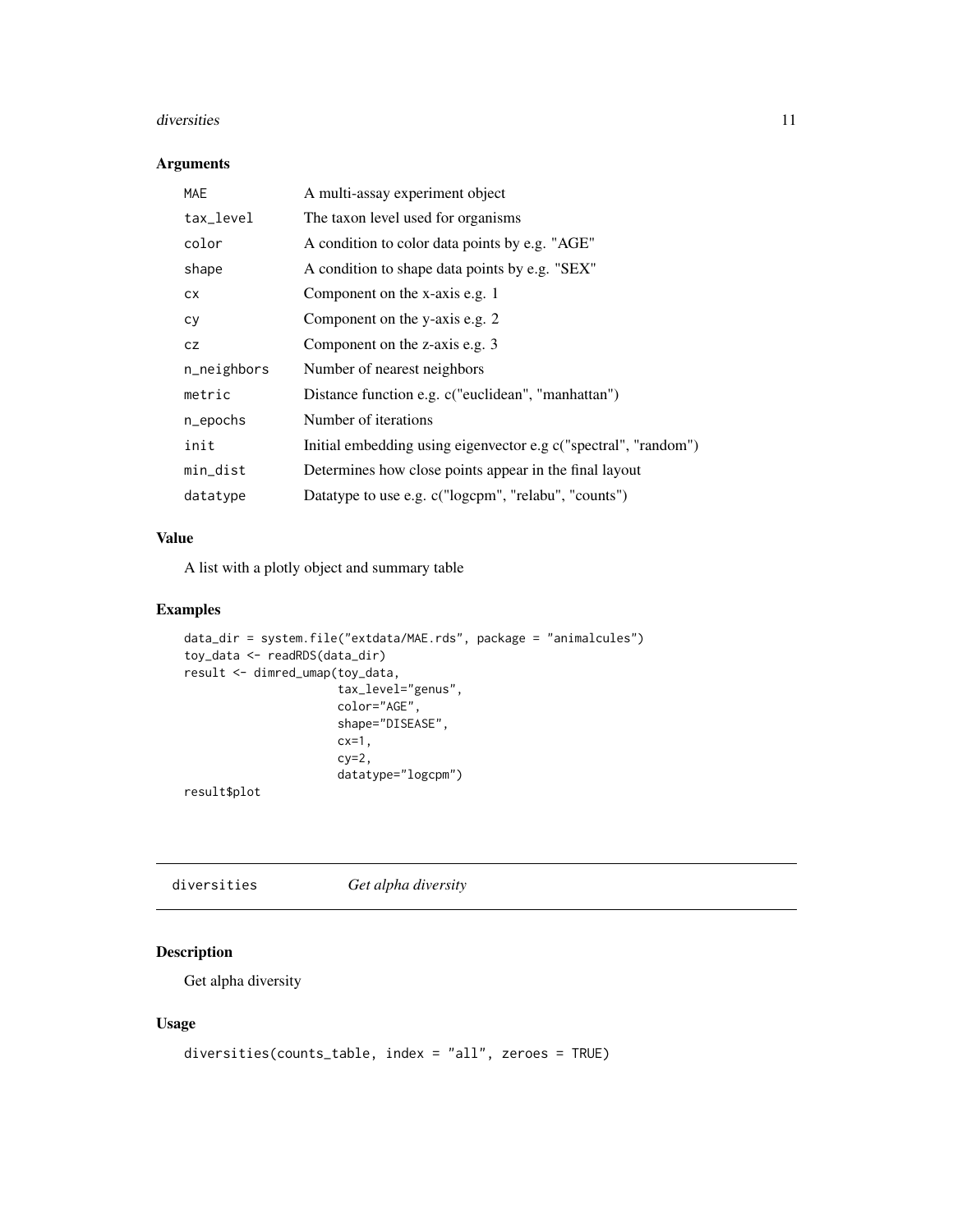### Arguments

| | |
|---|---|
| MAE | A multi-assay experiment object |
| tax_level | The taxon level used for organisms |
| color | A condition to color data points by e.g. "AGE" |
| shape | A condition to shape data points by e.g. "SEX" |
| cx | Component on the x-axis e.g. 1 |
| cy | Component on the y-axis e.g. 2 |
| cz | Component on the z-axis e.g. 3 |
| n_neighbors | Number of nearest neighbors |
| metric | Distance function e.g. c("euclidean", "manhattan") |
| n_epochs | Number of iterations |
| init | Initial embedding using eigenvector e.g c("spectral", "random") |
| min_dist | Determines how close points appear in the final layout |
| datatype | Datatype to use e.g. c("logcpm", "relabu", "counts") |

### Value

A list with a plotly object and summary table

### Examples

```
data_dir = system.file("extdata/MAE.rds", package = "animalcules")
toy_data <- readRDS(data_dir)
result <- dimred_umap(toy_data,
                      tax_level="genus",
                      color="AGE",
                      shape="DISEASE",
                      cx=1,
                      cy=2,
                      datatype="logcpm")
result$plot
```

## diversities *Get alpha diversity*

### Description

Get alpha diversity

### Usage

```
diversities(counts_table, index = "all", zeroes = TRUE)
```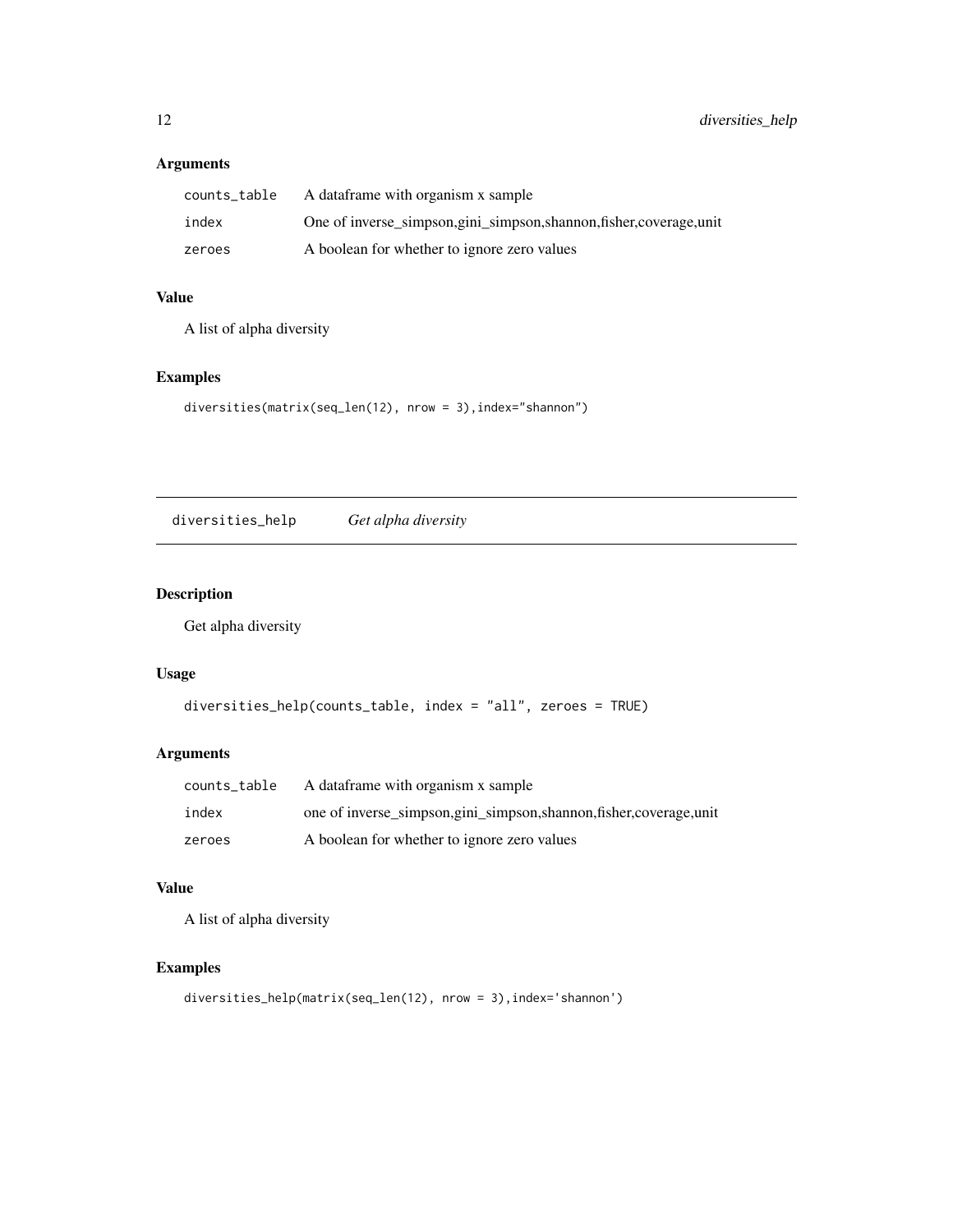### Arguments

| | |
|---|---|
| counts_table | A dataframe with organism x sample |
| index | One of inverse_simpson,gini_simpson,shannon,fisher,coverage,unit |
| zeroes | A boolean for whether to ignore zero values |

### Value

A list of alpha diversity

### Examples

```
diversities(matrix(seq_len(12), nrow = 3),index="shannon")
```

---

## diversities_help *Get alpha diversity*

### Description

Get alpha diversity

### Usage

```
diversities_help(counts_table, index = "all", zeroes = TRUE)
```

### Arguments

| | |
|---|---|
| counts_table | A dataframe with organism x sample |
| index | one of inverse_simpson,gini_simpson,shannon,fisher,coverage,unit |
| zeroes | A boolean for whether to ignore zero values |

### Value

A list of alpha diversity

### Examples

```
diversities_help(matrix(seq_len(12), nrow = 3),index='shannon')
```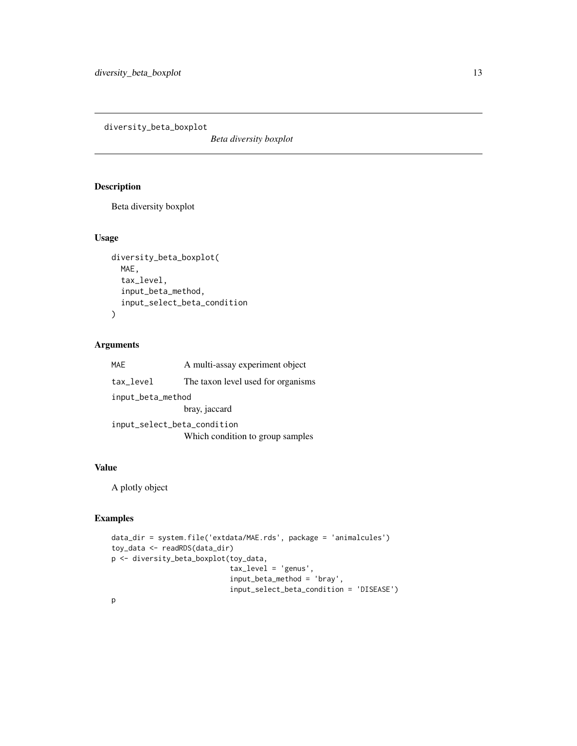diversity_beta_boxplot

*Beta diversity boxplot*

## Description

Beta diversity boxplot

## Usage

```
diversity_beta_boxplot(
  MAE,
  tax_level,
  input_beta_method,
  input_select_beta_condition
)
```

## Arguments

| | |
|---|---|
| MAE | A multi-assay experiment object |
| tax_level | The taxon level used for organisms |
| input_beta_method | bray, jaccard |
| input_select_beta_condition | Which condition to group samples |

## Value

A plotly object

## Examples

```
data_dir = system.file('extdata/MAE.rds', package = 'animalcules')
toy_data <- readRDS(data_dir)
p <- diversity_beta_boxplot(toy_data,
                            tax_level = 'genus',
                            input_beta_method = 'bray',
                            input_select_beta_condition = 'DISEASE')
p
```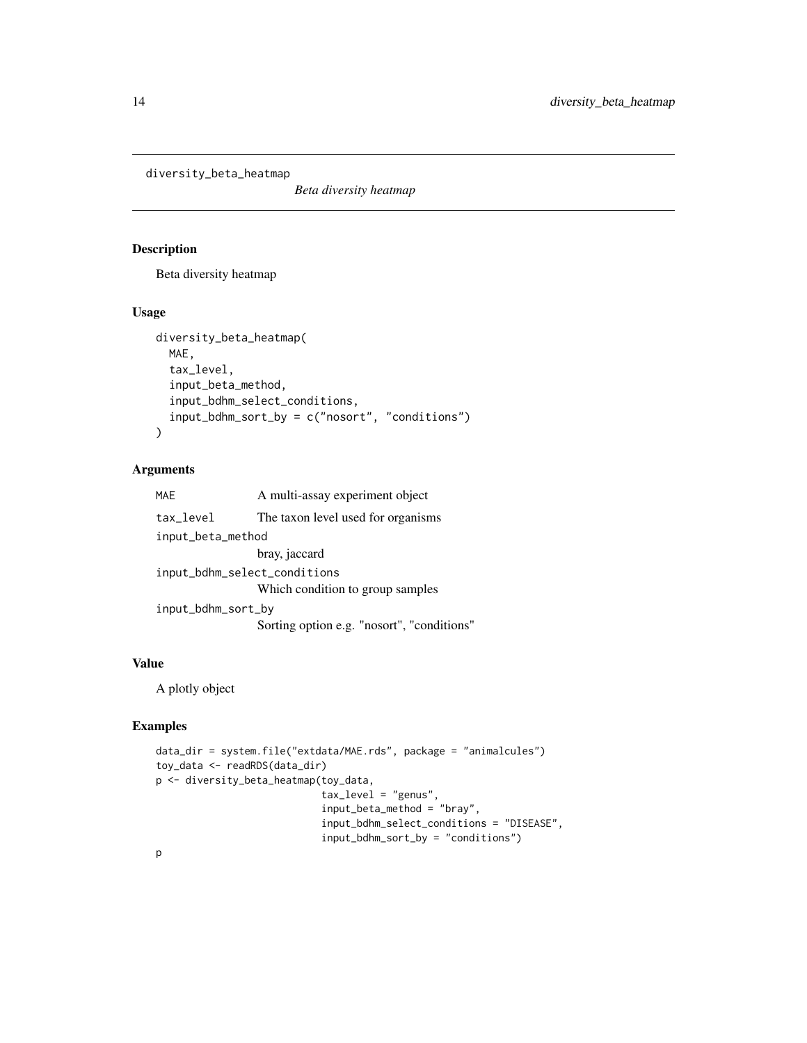# diversity_beta_heatmap

*Beta diversity heatmap*

## Description

Beta diversity heatmap

## Usage

```
diversity_beta_heatmap(
  MAE,
  tax_level,
  input_beta_method,
  input_bdhm_select_conditions,
  input_bdhm_sort_by = c("nosort", "conditions")
)
```

## Arguments

| | |
|---|---|
| MAE | A multi-assay experiment object |
| tax_level | The taxon level used for organisms |
| input_beta_method | bray, jaccard |
| input_bdhm_select_conditions | Which condition to group samples |
| input_bdhm_sort_by | Sorting option e.g. "nosort", "conditions" |

## Value

A plotly object

## Examples

```
data_dir = system.file("extdata/MAE.rds", package = "animalcules")
toy_data <- readRDS(data_dir)
p <- diversity_beta_heatmap(toy_data,
                            tax_level = "genus",
                            input_beta_method = "bray",
                            input_bdhm_select_conditions = "DISEASE",
                            input_bdhm_sort_by = "conditions")
p
```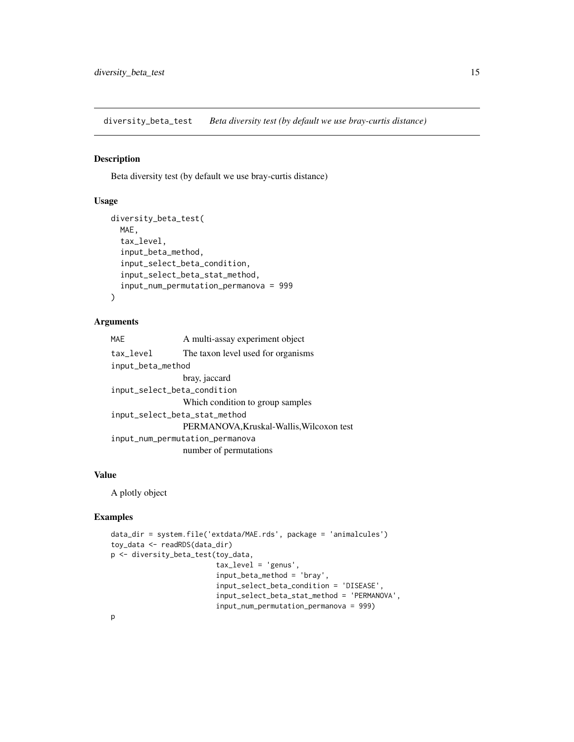diversity_beta_test    *Beta diversity test (by default we use bray-curtis distance)*

## Description

Beta diversity test (by default we use bray-curtis distance)

## Usage

```
diversity_beta_test(
  MAE,
  tax_level,
  input_beta_method,
  input_select_beta_condition,
  input_select_beta_stat_method,
  input_num_permutation_permanova = 999
)
```

## Arguments

| | |
|---|---|
| MAE | A multi-assay experiment object |
| tax_level | The taxon level used for organisms |
| input_beta_method | bray, jaccard |
| input_select_beta_condition | Which condition to group samples |
| input_select_beta_stat_method | PERMANOVA,Kruskal-Wallis,Wilcoxon test |
| input_num_permutation_permanova | number of permutations |

## Value

A plotly object

## Examples

```
data_dir = system.file('extdata/MAE.rds', package = 'animalcules')
toy_data <- readRDS(data_dir)
p <- diversity_beta_test(toy_data,
                         tax_level = 'genus',
                         input_beta_method = 'bray',
                         input_select_beta_condition = 'DISEASE',
                         input_select_beta_stat_method = 'PERMANOVA',
                         input_num_permutation_permanova = 999)
p
```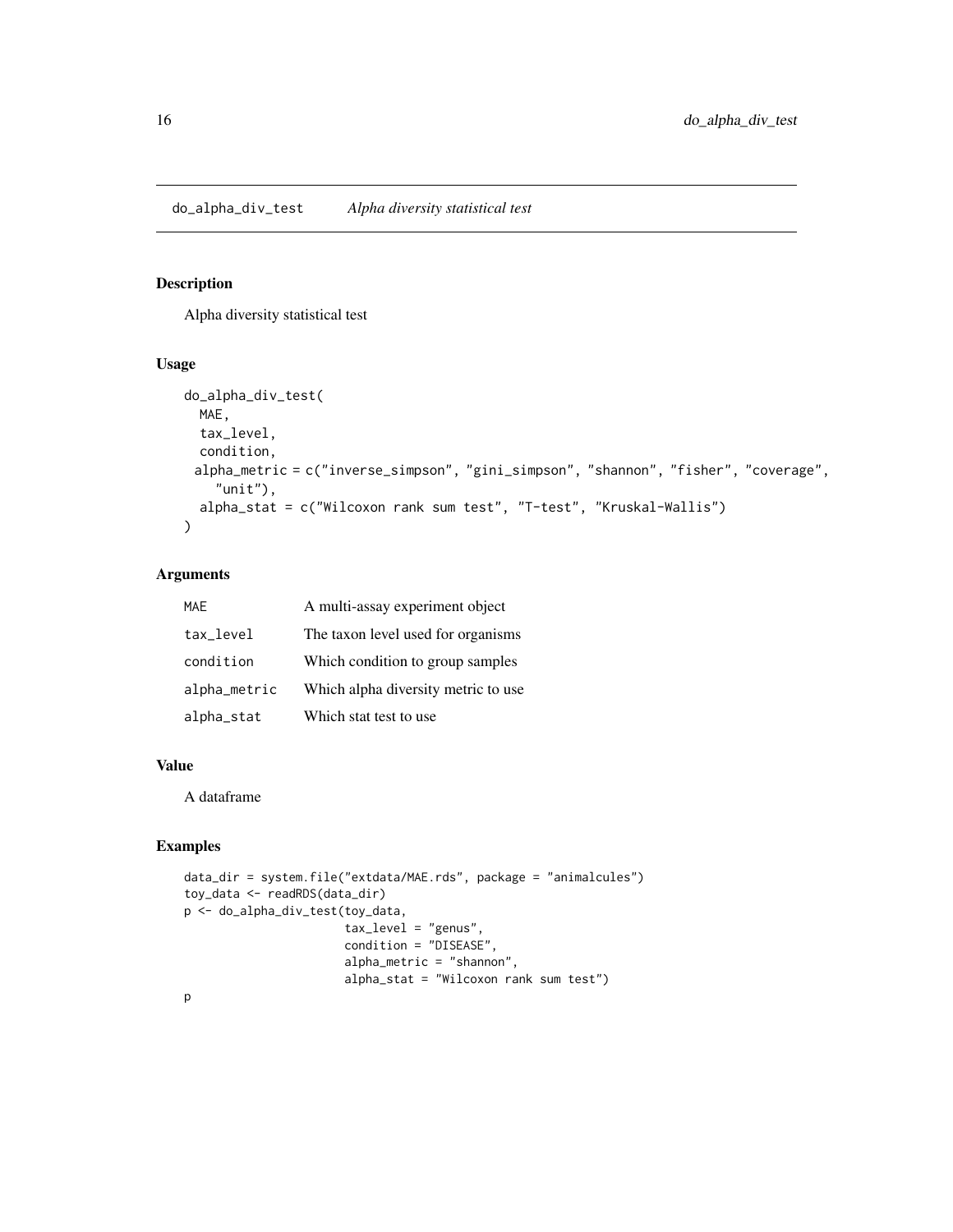## do_alpha_div_test *Alpha diversity statistical test*

### Description

Alpha diversity statistical test

### Usage

```
do_alpha_div_test(
  MAE,
  tax_level,
  condition,
  alpha_metric = c("inverse_simpson", "gini_simpson", "shannon", "fisher", "coverage",
    "unit"),
  alpha_stat = c("Wilcoxon rank sum test", "T-test", "Kruskal-Wallis")
)
```

### Arguments

| | |
|---|---|
| MAE | A multi-assay experiment object |
| tax_level | The taxon level used for organisms |
| condition | Which condition to group samples |
| alpha_metric | Which alpha diversity metric to use |
| alpha_stat | Which stat test to use |

### Value

A dataframe

### Examples

```
data_dir = system.file("extdata/MAE.rds", package = "animalcules")
toy_data <- readRDS(data_dir)
p <- do_alpha_div_test(toy_data,
                       tax_level = "genus",
                       condition = "DISEASE",
                       alpha_metric = "shannon",
                       alpha_stat = "Wilcoxon rank sum test")
p
```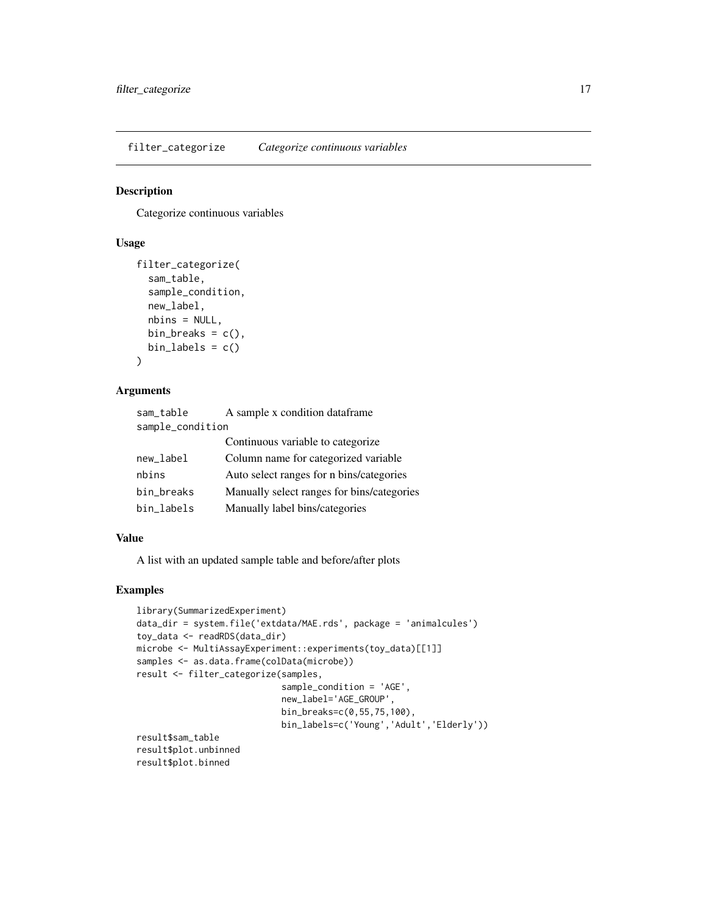## filter_categorize *Categorize continuous variables*

### Description

Categorize continuous variables

### Usage

```
filter_categorize(
  sam_table,
  sample_condition,
  new_label,
  nbins = NULL,
  bin_breaks = c(),
  bin_labels = c()
)
```

### Arguments

| Argument | Description |
| --- | --- |
| sam_table | A sample x condition dataframe |
| sample_condition | Continuous variable to categorize |
| new_label | Column name for categorized variable |
| nbins | Auto select ranges for n bins/categories |
| bin_breaks | Manually select ranges for bins/categories |
| bin_labels | Manually label bins/categories |

### Value

A list with an updated sample table and before/after plots

### Examples

```
library(SummarizedExperiment)
data_dir = system.file('extdata/MAE.rds', package = 'animalcules')
toy_data <- readRDS(data_dir)
microbe <- MultiAssayExperiment::experiments(toy_data)[[1]]
samples <- as.data.frame(colData(microbe))
result <- filter_categorize(samples,
                            sample_condition = 'AGE',
                            new_label='AGE_GROUP',
                            bin_breaks=c(0,55,75,100),
                            bin_labels=c('Young','Adult','Elderly'))
result$sam_table
result$plot.unbinned
result$plot.binned
```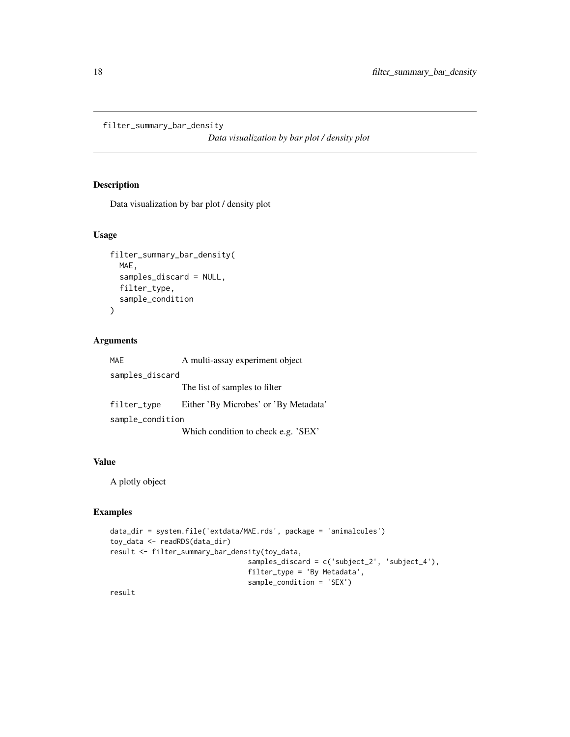# filter_summary_bar_density

*Data visualization by bar plot / density plot*

## Description

Data visualization by bar plot / density plot

## Usage

```
filter_summary_bar_density(
  MAE,
  samples_discard = NULL,
  filter_type,
  sample_condition
)
```

## Arguments

| | |
|---|---|
| MAE | A multi-assay experiment object |
| samples_discard | The list of samples to filter |
| filter_type | Either 'By Microbes' or 'By Metadata' |
| sample_condition | Which condition to check e.g. 'SEX' |

## Value

A plotly object

## Examples

```
data_dir = system.file('extdata/MAE.rds', package = 'animalcules')
toy_data <- readRDS(data_dir)
result <- filter_summary_bar_density(toy_data,
                                  samples_discard = c('subject_2', 'subject_4'),
                                  filter_type = 'By Metadata',
                                  sample_condition = 'SEX')
result
```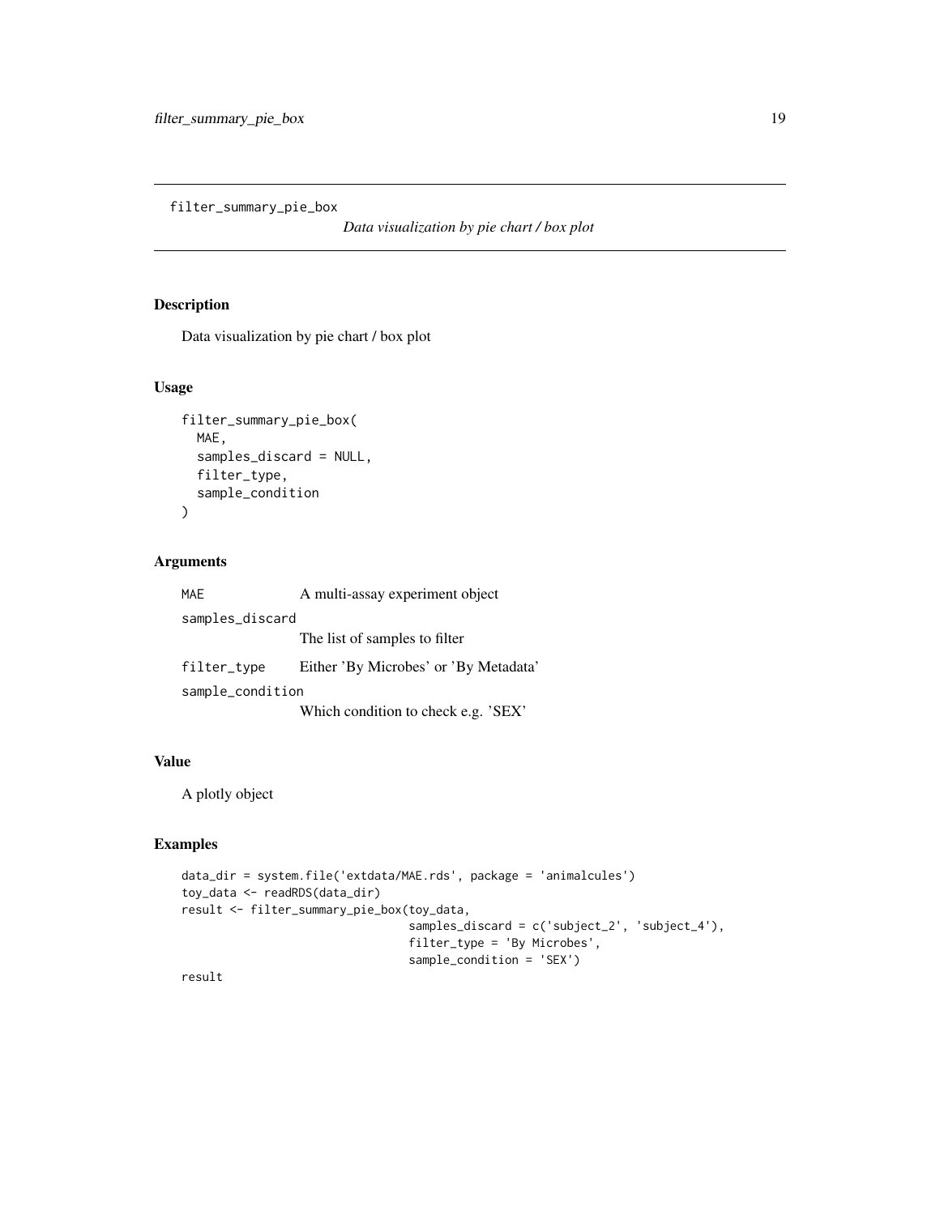`filter_summary_pie_box` *Data visualization by pie chart / box plot*

## Description

Data visualization by pie chart / box plot

## Usage

```
filter_summary_pie_box(
  MAE,
  samples_discard = NULL,
  filter_type,
  sample_condition
)
```

## Arguments

| | |
|---|---|
| `MAE` | A multi-assay experiment object |
| `samples_discard` | The list of samples to filter |
| `filter_type` | Either 'By Microbes' or 'By Metadata' |
| `sample_condition` | Which condition to check e.g. 'SEX' |

## Value

A plotly object

## Examples

```
data_dir = system.file('extdata/MAE.rds', package = 'animalcules')
toy_data <- readRDS(data_dir)
result <- filter_summary_pie_box(toy_data,
                                  samples_discard = c('subject_2', 'subject_4'),
                                  filter_type = 'By Microbes',
                                  sample_condition = 'SEX')
result
```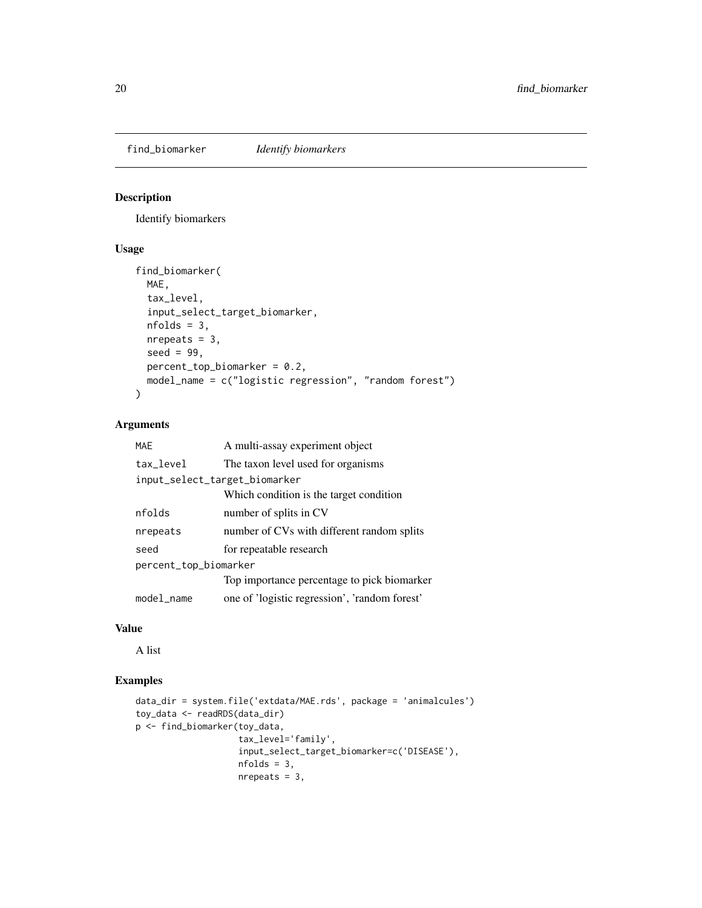## find_biomarker *Identify biomarkers*

### Description

Identify biomarkers

### Usage

```
find_biomarker(
  MAE,
  tax_level,
  input_select_target_biomarker,
  nfolds = 3,
  nrepeats = 3,
  seed = 99,
  percent_top_biomarker = 0.2,
  model_name = c("logistic regression", "random forest")
)
```

### Arguments

| | |
|---|---|
| `MAE` | A multi-assay experiment object |
| `tax_level` | The taxon level used for organisms |
| `input_select_target_biomarker` | Which condition is the target condition |
| `nfolds` | number of splits in CV |
| `nrepeats` | number of CVs with different random splits |
| `seed` | for repeatable research |
| `percent_top_biomarker` | Top importance percentage to pick biomarker |
| `model_name` | one of 'logistic regression', 'random forest' |

### Value

A list

### Examples

```
data_dir = system.file('extdata/MAE.rds', package = 'animalcules')
toy_data <- readRDS(data_dir)
p <- find_biomarker(toy_data,
                    tax_level='family',
                    input_select_target_biomarker=c('DISEASE'),
                    nfolds = 3,
                    nrepeats = 3,
```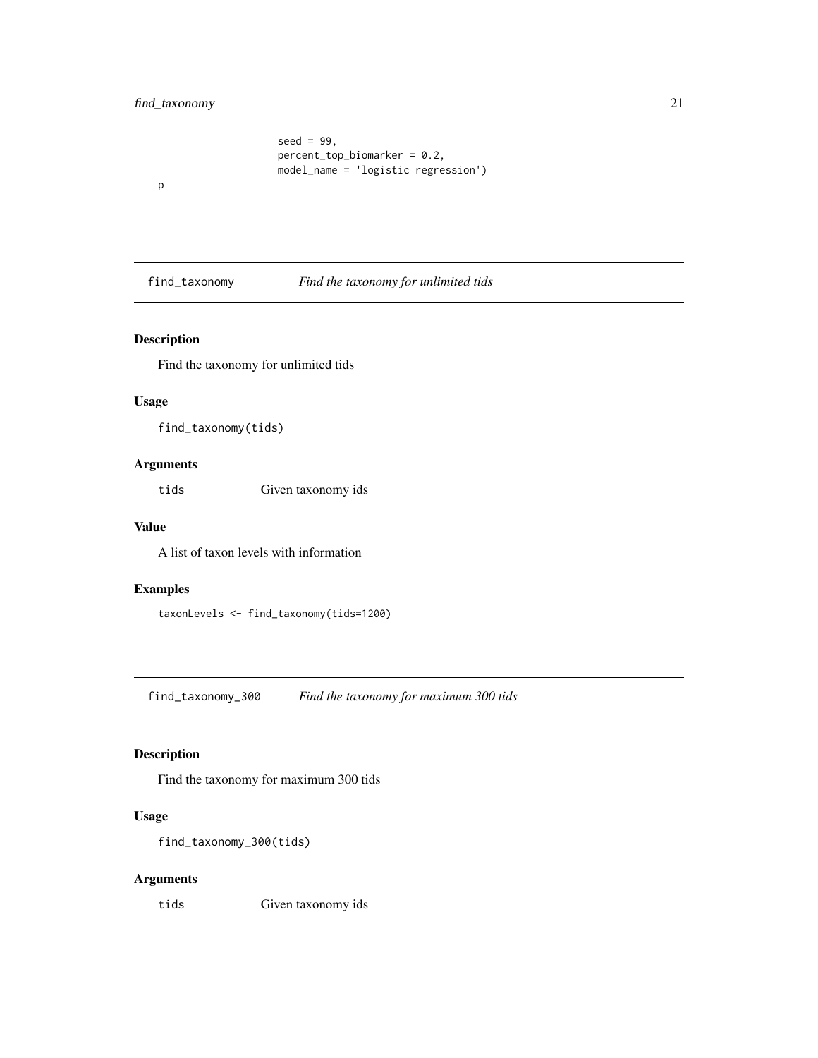```
                    seed = 99,
                    percent_top_biomarker = 0.2,
                    model_name = 'logistic regression')
p
```

## find_taxonomy — *Find the taxonomy for unlimited tids*

### Description

Find the taxonomy for unlimited tids

### Usage

```
find_taxonomy(tids)
```

### Arguments

| | |
|---|---|
| tids | Given taxonomy ids |

### Value

A list of taxon levels with information

### Examples

```
taxonLevels <- find_taxonomy(tids=1200)
```

## find_taxonomy_300 — *Find the taxonomy for maximum 300 tids*

### Description

Find the taxonomy for maximum 300 tids

### Usage

```
find_taxonomy_300(tids)
```

### Arguments

| | |
|---|---|
| tids | Given taxonomy ids |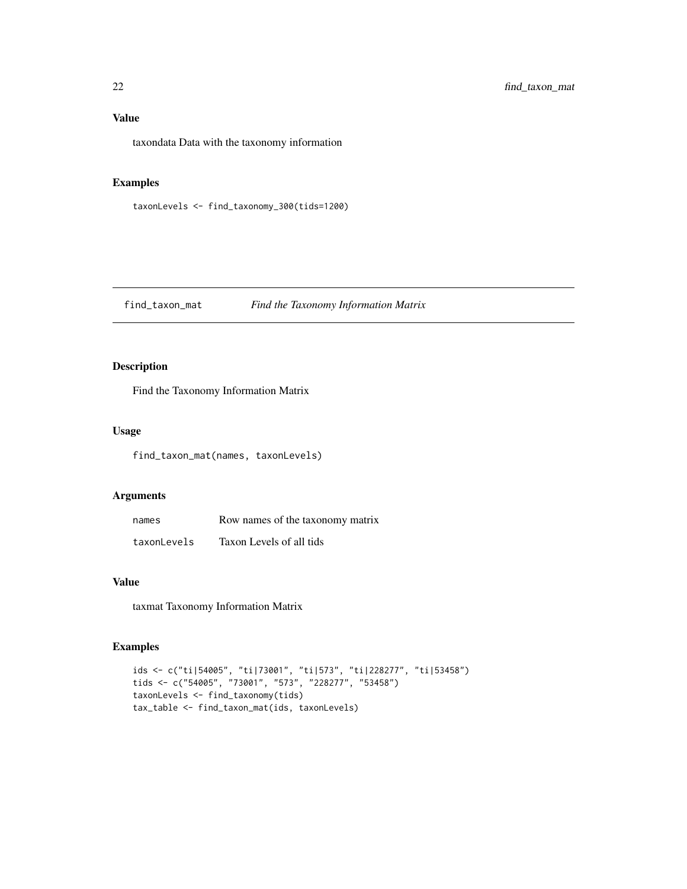## Value

taxondata Data with the taxonomy information

## Examples

```
taxonLevels <- find_taxonomy_300(tids=1200)
```

---

# find_taxon_mat    *Find the Taxonomy Information Matrix*

## Description

Find the Taxonomy Information Matrix

## Usage

```
find_taxon_mat(names, taxonLevels)
```

## Arguments

| | |
|---|---|
| `names` | Row names of the taxonomy matrix |
| `taxonLevels` | Taxon Levels of all tids |

## Value

taxmat Taxonomy Information Matrix

## Examples

```
ids <- c("ti|54005", "ti|73001", "ti|573", "ti|228277", "ti|53458")
tids <- c("54005", "73001", "573", "228277", "53458")
taxonLevels <- find_taxonomy(tids)
tax_table <- find_taxon_mat(ids, taxonLevels)
```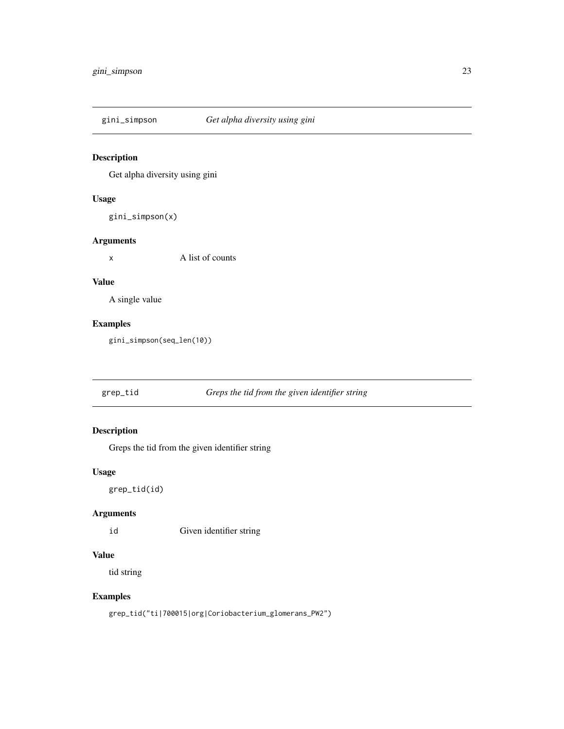## gini_simpson — *Get alpha diversity using gini*

### Description

Get alpha diversity using gini

### Usage

```
gini_simpson(x)
```

### Arguments

| | |
|---|---|
| x | A list of counts |

### Value

A single value

### Examples

```
gini_simpson(seq_len(10))
```

## grep_tid — *Greps the tid from the given identifier string*

### Description

Greps the tid from the given identifier string

### Usage

```
grep_tid(id)
```

### Arguments

| | |
|---|---|
| id | Given identifier string |

### Value

tid string

### Examples

```
grep_tid("ti|700015|org|Coriobacterium_glomerans_PW2")
```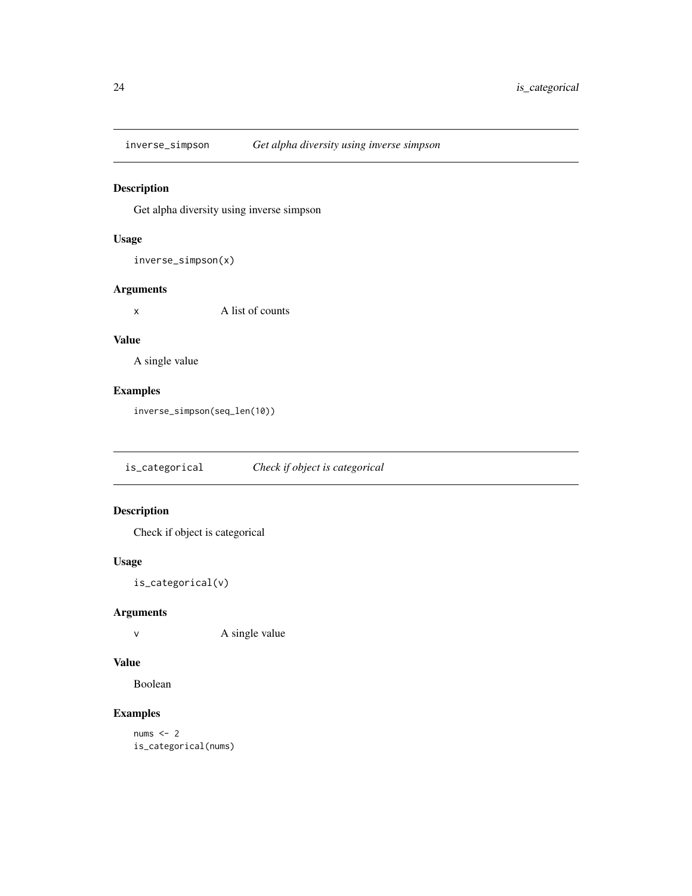## inverse_simpson — *Get alpha diversity using inverse simpson*

### Description

Get alpha diversity using inverse simpson

### Usage

```
inverse_simpson(x)
```

### Arguments

| | |
|---|---|
| x | A list of counts |

### Value

A single value

### Examples

```
inverse_simpson(seq_len(10))
```

## is_categorical — *Check if object is categorical*

### Description

Check if object is categorical

### Usage

```
is_categorical(v)
```

### Arguments

| | |
|---|---|
| v | A single value |

### Value

Boolean

### Examples

```
nums <- 2
is_categorical(nums)
```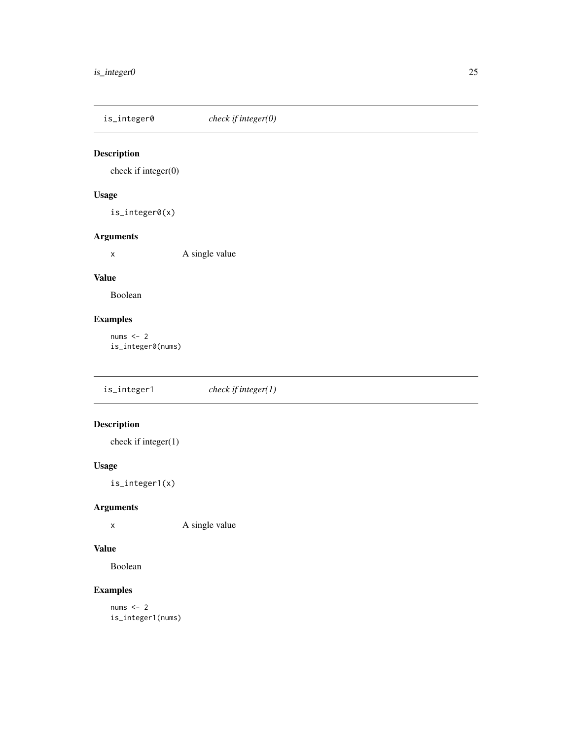## is_integer0 *check if integer(0)*

### Description

check if integer(0)

### Usage

```
is_integer0(x)
```

### Arguments

| | |
|---|---|
| x | A single value |

### Value

Boolean

### Examples

```
nums <- 2
is_integer0(nums)
```

## is_integer1 *check if integer(1)*

### Description

check if integer(1)

### Usage

```
is_integer1(x)
```

### Arguments

| | |
|---|---|
| x | A single value |

### Value

Boolean

### Examples

```
nums <- 2
is_integer1(nums)
```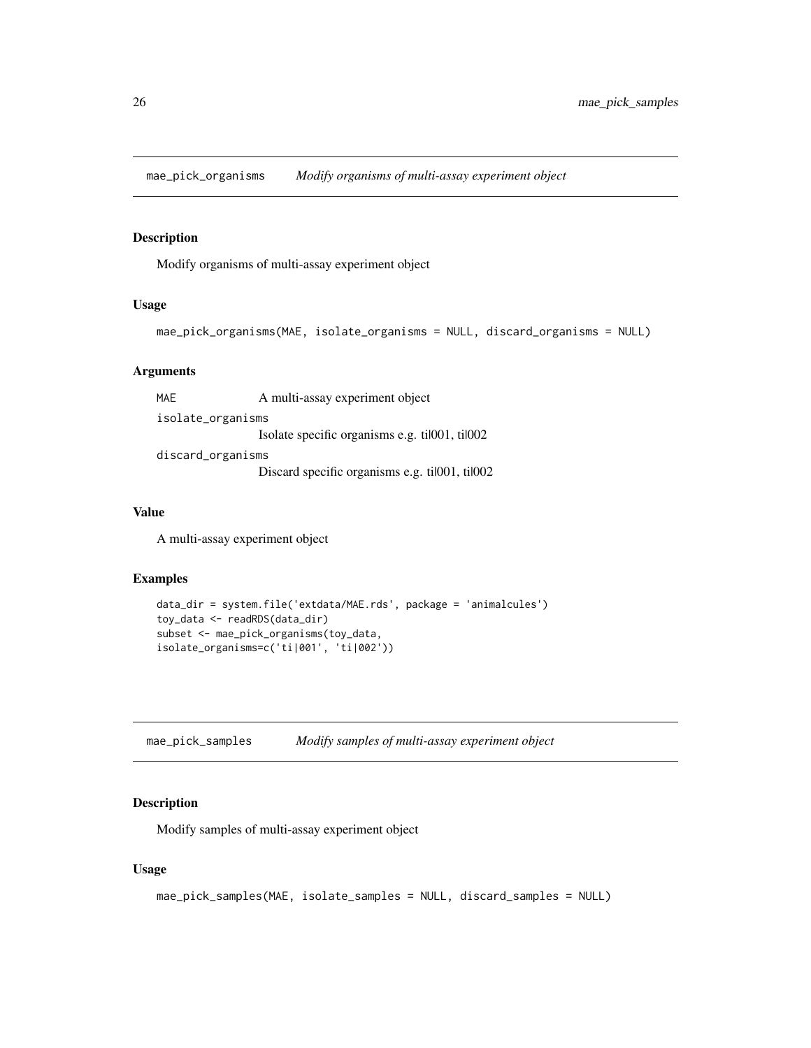## mae_pick_organisms *Modify organisms of multi-assay experiment object*

### Description

Modify organisms of multi-assay experiment object

### Usage

```
mae_pick_organisms(MAE, isolate_organisms = NULL, discard_organisms = NULL)
```

### Arguments

| | |
|---|---|
| MAE | A multi-assay experiment object |
| isolate_organisms | Isolate specific organisms e.g. ti\|001, ti\|002 |
| discard_organisms | Discard specific organisms e.g. ti\|001, ti\|002 |

### Value

A multi-assay experiment object

### Examples

```
data_dir = system.file('extdata/MAE.rds', package = 'animalcules')
toy_data <- readRDS(data_dir)
subset <- mae_pick_organisms(toy_data,
isolate_organisms=c('ti|001', 'ti|002'))
```

## mae_pick_samples *Modify samples of multi-assay experiment object*

### Description

Modify samples of multi-assay experiment object

### Usage

```
mae_pick_samples(MAE, isolate_samples = NULL, discard_samples = NULL)
```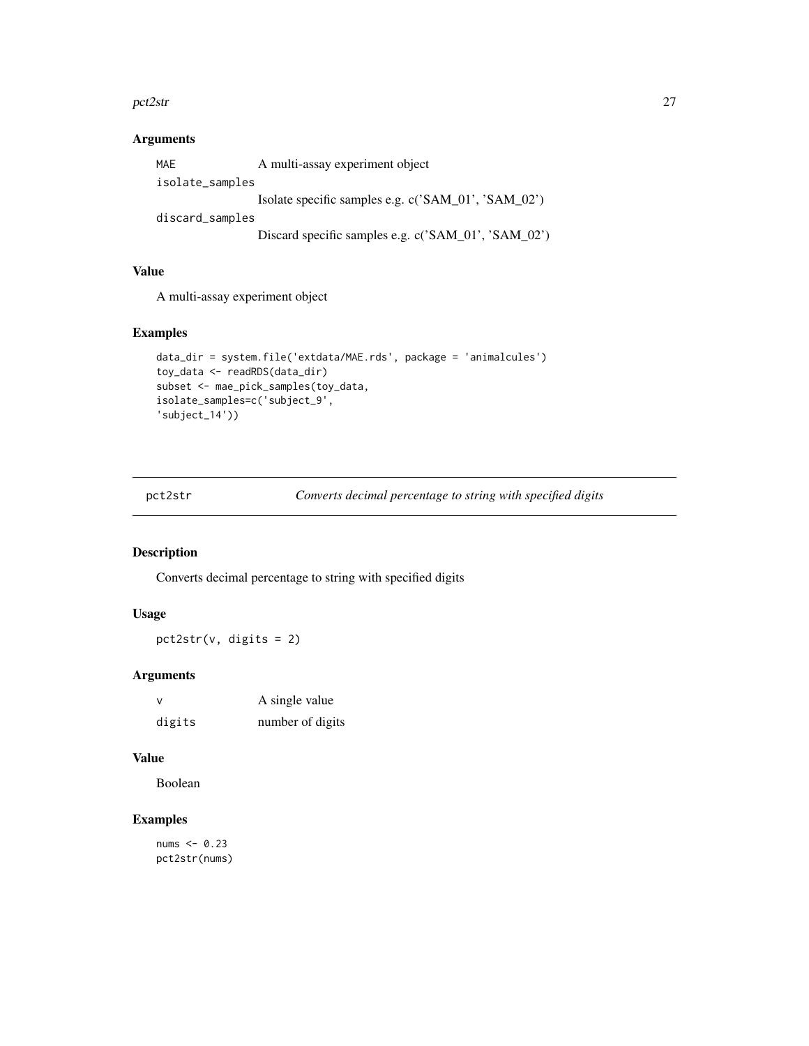## Arguments

| | |
|---|---|
| MAE | A multi-assay experiment object |
| isolate_samples | Isolate specific samples e.g. c('SAM_01', 'SAM_02') |
| discard_samples | Discard specific samples e.g. c('SAM_01', 'SAM_02') |

## Value

A multi-assay experiment object

## Examples

```
data_dir = system.file('extdata/MAE.rds', package = 'animalcules')
toy_data <- readRDS(data_dir)
subset <- mae_pick_samples(toy_data,
isolate_samples=c('subject_9',
'subject_14'))
```

---

# pct2str    *Converts decimal percentage to string with specified digits*

---

## Description

Converts decimal percentage to string with specified digits

## Usage

```
pct2str(v, digits = 2)
```

## Arguments

| | |
|---|---|
| v | A single value |
| digits | number of digits |

## Value

Boolean

## Examples

```
nums <- 0.23
pct2str(nums)
```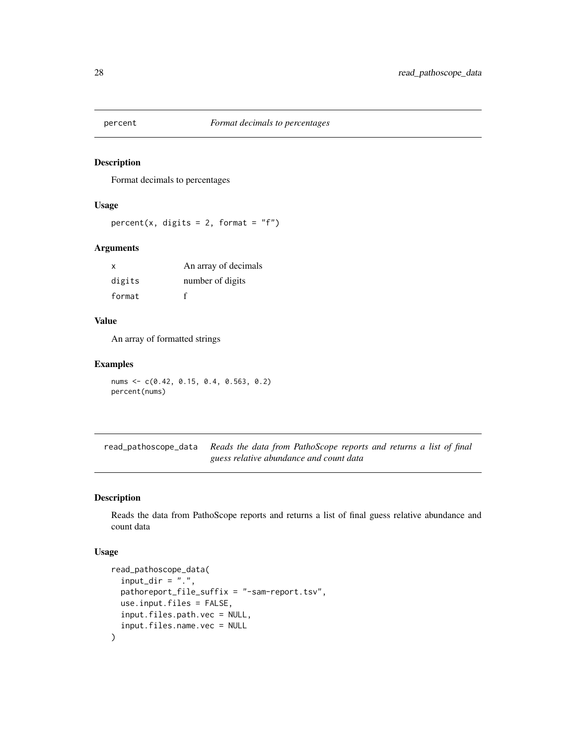## percent — *Format decimals to percentages*

### Description

Format decimals to percentages

### Usage

```
percent(x, digits = 2, format = "f")
```

### Arguments

| | |
|---|---|
| x | An array of decimals |
| digits | number of digits |
| format | f |

### Value

An array of formatted strings

### Examples

```
nums <- c(0.42, 0.15, 0.4, 0.563, 0.2)
percent(nums)
```

## read_pathoscope_data — *Reads the data from PathoScope reports and returns a list of final guess relative abundance and count data*

### Description

Reads the data from PathoScope reports and returns a list of final guess relative abundance and count data

### Usage

```
read_pathoscope_data(
  input_dir = ".",
  pathoreport_file_suffix = "-sam-report.tsv",
  use.input.files = FALSE,
  input.files.path.vec = NULL,
  input.files.name.vec = NULL
)
```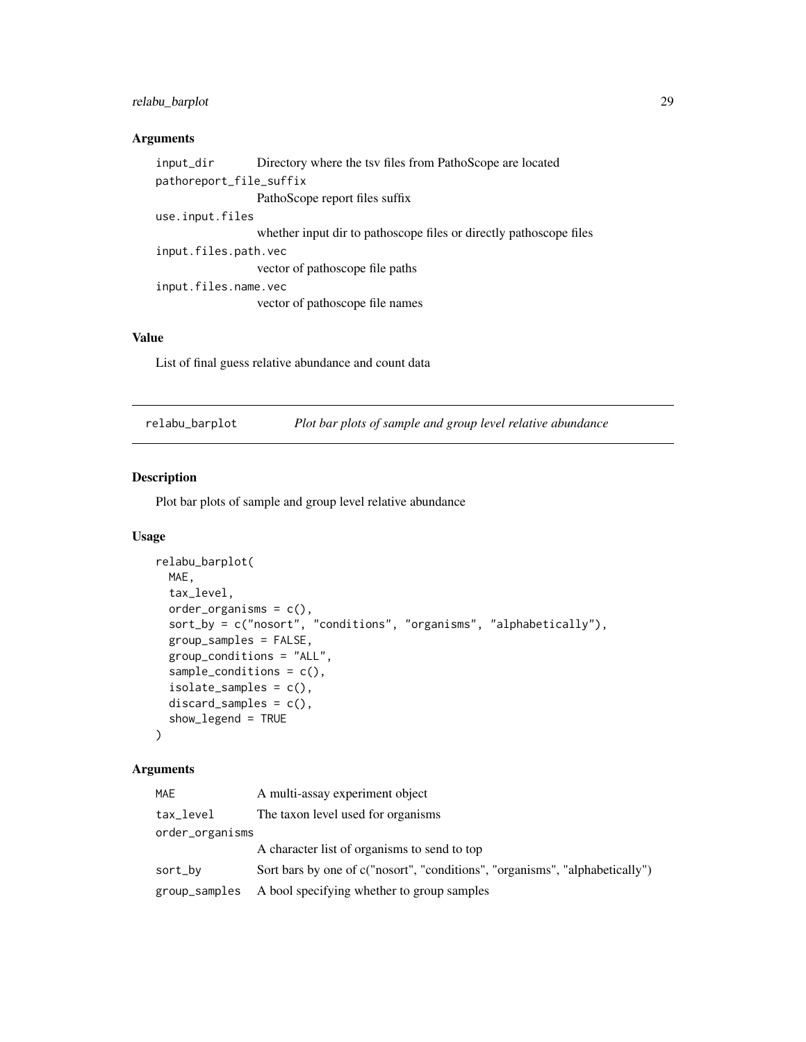### Arguments

| | |
|---|---|
| `input_dir` | Directory where the tsv files from PathoScope are located |
| `pathoreport_file_suffix` | PathoScope report files suffix |
| `use.input.files` | whether input dir to pathoscope files or directly pathoscope files |
| `input.files.path.vec` | vector of pathoscope file paths |
| `input.files.name.vec` | vector of pathoscope file names |

### Value

List of final guess relative abundance and count data

---

## relabu_barplot — *Plot bar plots of sample and group level relative abundance*

### Description

Plot bar plots of sample and group level relative abundance

### Usage

```
relabu_barplot(
  MAE,
  tax_level,
  order_organisms = c(),
  sort_by = c("nosort", "conditions", "organisms", "alphabetically"),
  group_samples = FALSE,
  group_conditions = "ALL",
  sample_conditions = c(),
  isolate_samples = c(),
  discard_samples = c(),
  show_legend = TRUE
)
```

### Arguments

| | |
|---|---|
| `MAE` | A multi-assay experiment object |
| `tax_level` | The taxon level used for organisms |
| `order_organisms` | A character list of organisms to send to top |
| `sort_by` | Sort bars by one of c("nosort", "conditions", "organisms", "alphabetically") |
| `group_samples` | A bool specifying whether to group samples |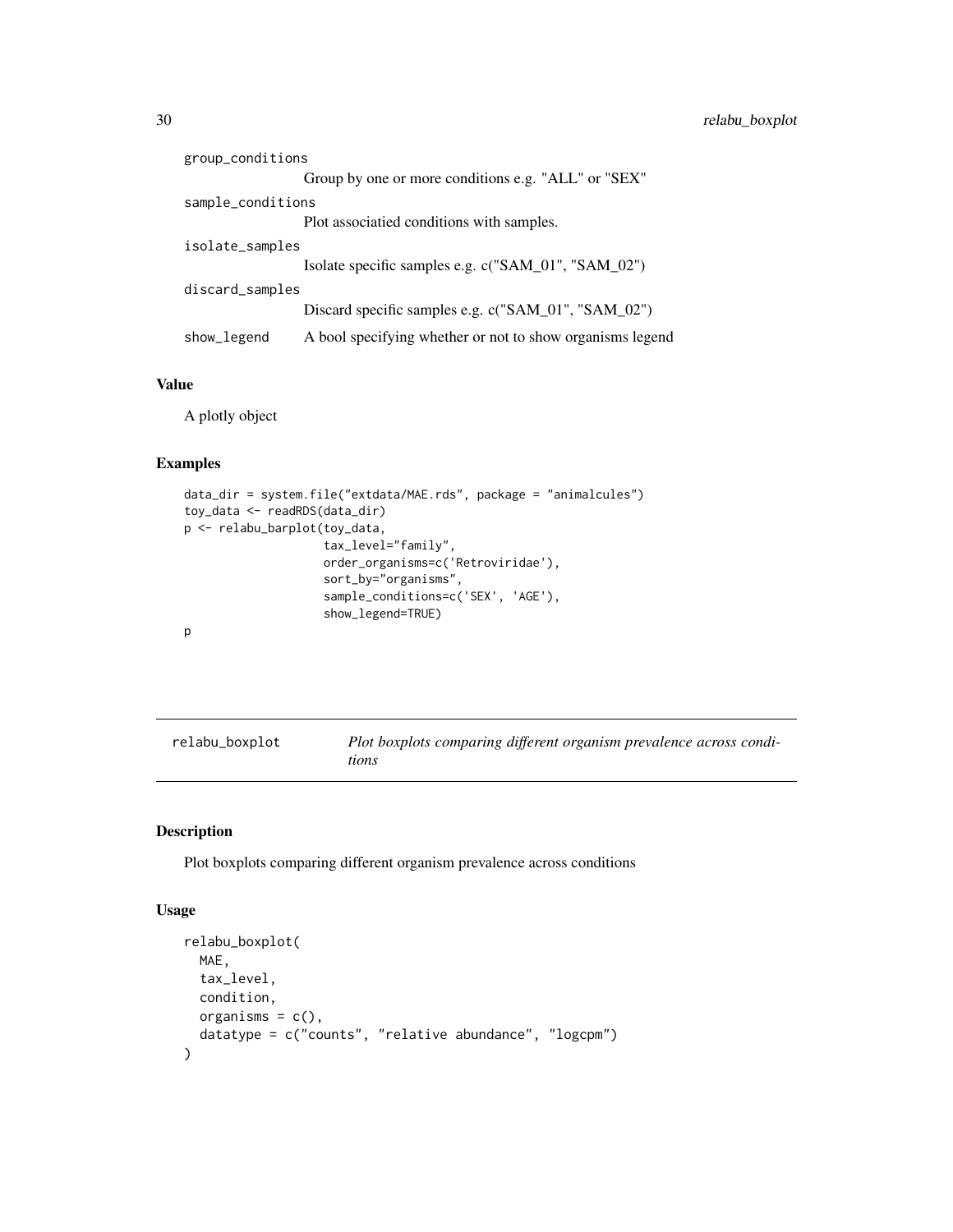group_conditions
: Group by one or more conditions e.g. "ALL" or "SEX"

sample_conditions
: Plot associatied conditions with samples.

isolate_samples
: Isolate specific samples e.g. c("SAM_01", "SAM_02")

discard_samples
: Discard specific samples e.g. c("SAM_01", "SAM_02")

show_legend
: A bool specifying whether or not to show organisms legend

### Value

A plotly object

### Examples

```
data_dir = system.file("extdata/MAE.rds", package = "animalcules")
toy_data <- readRDS(data_dir)
p <- relabu_barplot(toy_data,
                    tax_level="family",
                    order_organisms=c('Retroviridae'),
                    sort_by="organisms",
                    sample_conditions=c('SEX', 'AGE'),
                    show_legend=TRUE)
p
```

---

## relabu_boxplot — *Plot boxplots comparing different organism prevalence across conditions*

### Description

Plot boxplots comparing different organism prevalence across conditions

### Usage

```
relabu_boxplot(
  MAE,
  tax_level,
  condition,
  organisms = c(),
  datatype = c("counts", "relative abundance", "logcpm")
)
```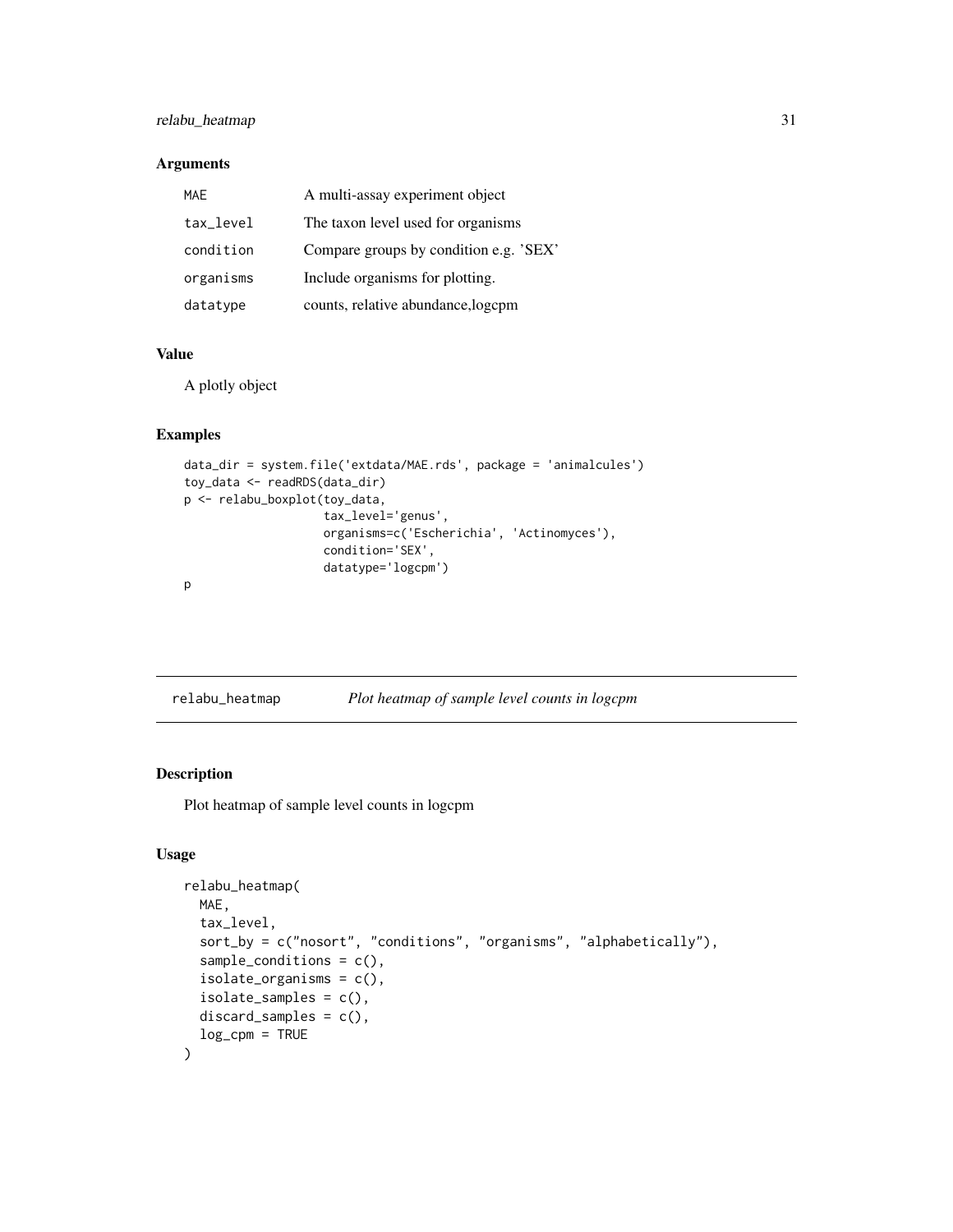### Arguments

| | |
|---|---|
| MAE | A multi-assay experiment object |
| tax_level | The taxon level used for organisms |
| condition | Compare groups by condition e.g. 'SEX' |
| organisms | Include organisms for plotting. |
| datatype | counts, relative abundance,logcpm |

### Value

A plotly object

### Examples

```
data_dir = system.file('extdata/MAE.rds', package = 'animalcules')
toy_data <- readRDS(data_dir)
p <- relabu_boxplot(toy_data,
                    tax_level='genus',
                    organisms=c('Escherichia', 'Actinomyces'),
                    condition='SEX',
                    datatype='logcpm')
p
```

---

## relabu_heatmap    *Plot heatmap of sample level counts in logcpm*

### Description

Plot heatmap of sample level counts in logcpm

### Usage

```
relabu_heatmap(
  MAE,
  tax_level,
  sort_by = c("nosort", "conditions", "organisms", "alphabetically"),
  sample_conditions = c(),
  isolate_organisms = c(),
  isolate_samples = c(),
  discard_samples = c(),
  log_cpm = TRUE
)
```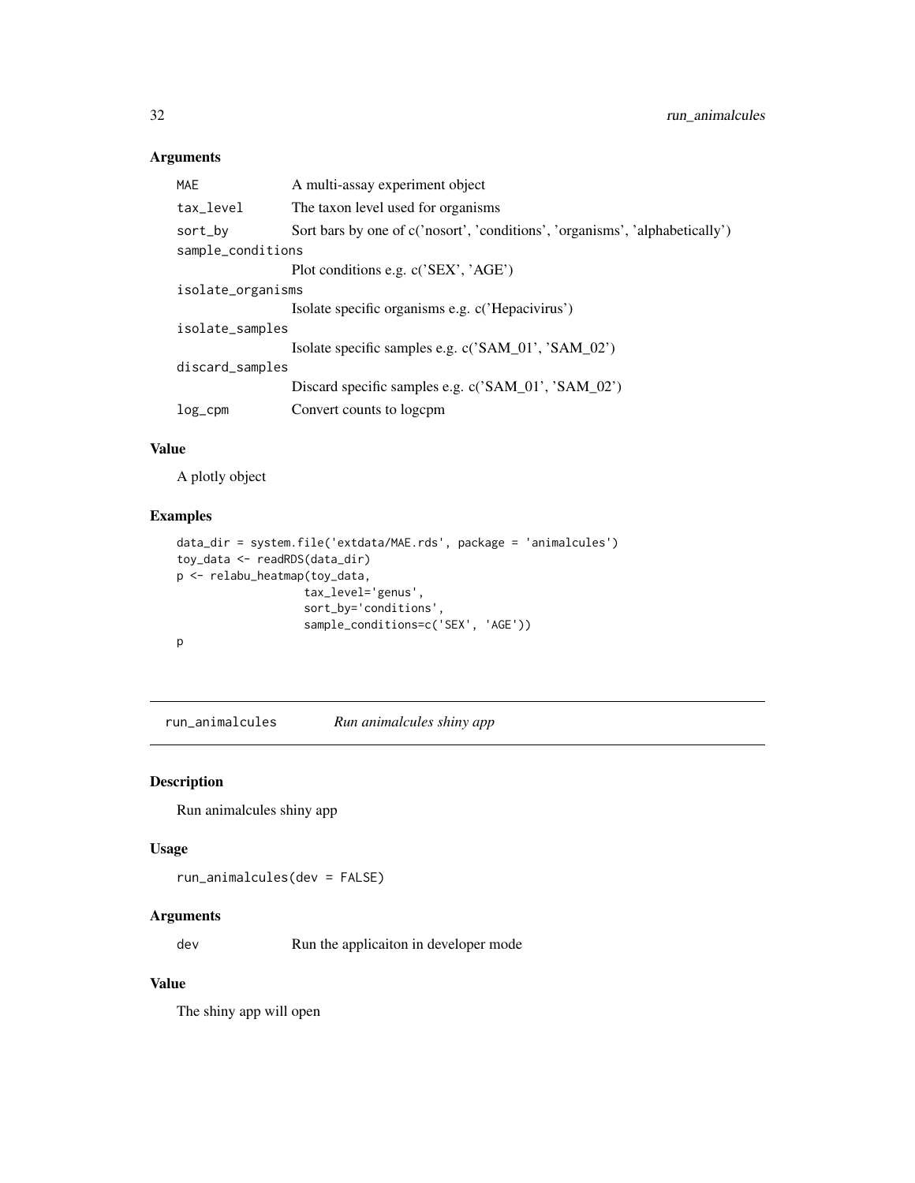### Arguments

| | |
|---|---|
| MAE | A multi-assay experiment object |
| tax_level | The taxon level used for organisms |
| sort_by | Sort bars by one of c('nosort', 'conditions', 'organisms', 'alphabetically') |
| sample_conditions | Plot conditions e.g. c('SEX', 'AGE') |
| isolate_organisms | Isolate specific organisms e.g. c('Hepacivirus') |
| isolate_samples | Isolate specific samples e.g. c('SAM_01', 'SAM_02') |
| discard_samples | Discard specific samples e.g. c('SAM_01', 'SAM_02') |
| log_cpm | Convert counts to logcpm |

### Value

A plotly object

### Examples

```
data_dir = system.file('extdata/MAE.rds', package = 'animalcules')
toy_data <- readRDS(data_dir)
p <- relabu_heatmap(toy_data,
                    tax_level='genus',
                    sort_by='conditions',
                    sample_conditions=c('SEX', 'AGE'))
p
```

---

## run_animalcules *Run animalcules shiny app*

### Description

Run animalcules shiny app

### Usage

```
run_animalcules(dev = FALSE)
```

### Arguments

| | |
|---|---|
| dev | Run the applicaiton in developer mode |

### Value

The shiny app will open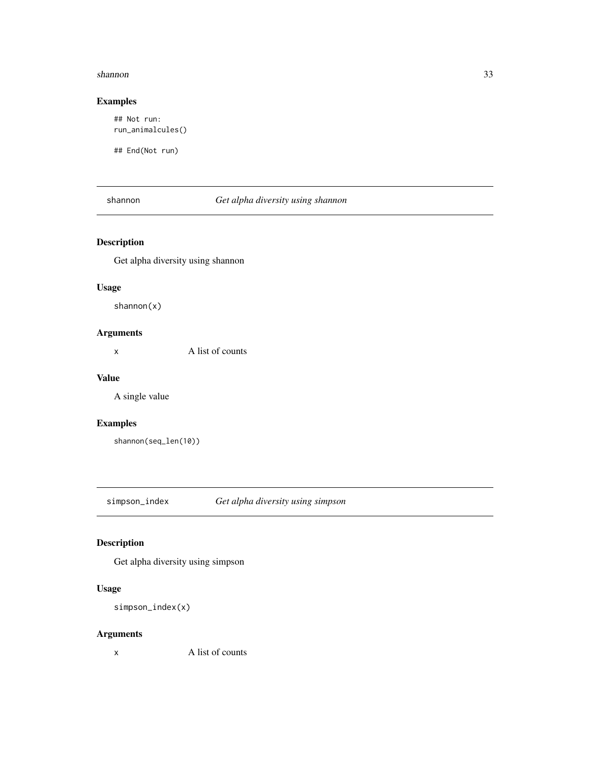### Examples

```
## Not run:
run_animalcules()

## End(Not run)
```

---

## shannon — *Get alpha diversity using shannon*

### Description

Get alpha diversity using shannon

### Usage

```
shannon(x)
```

### Arguments

| | |
|---|---|
| x | A list of counts |

### Value

A single value

### Examples

```
shannon(seq_len(10))
```

---

## simpson_index — *Get alpha diversity using simpson*

### Description

Get alpha diversity using simpson

### Usage

```
simpson_index(x)
```

### Arguments

| | |
|---|---|
| x | A list of counts |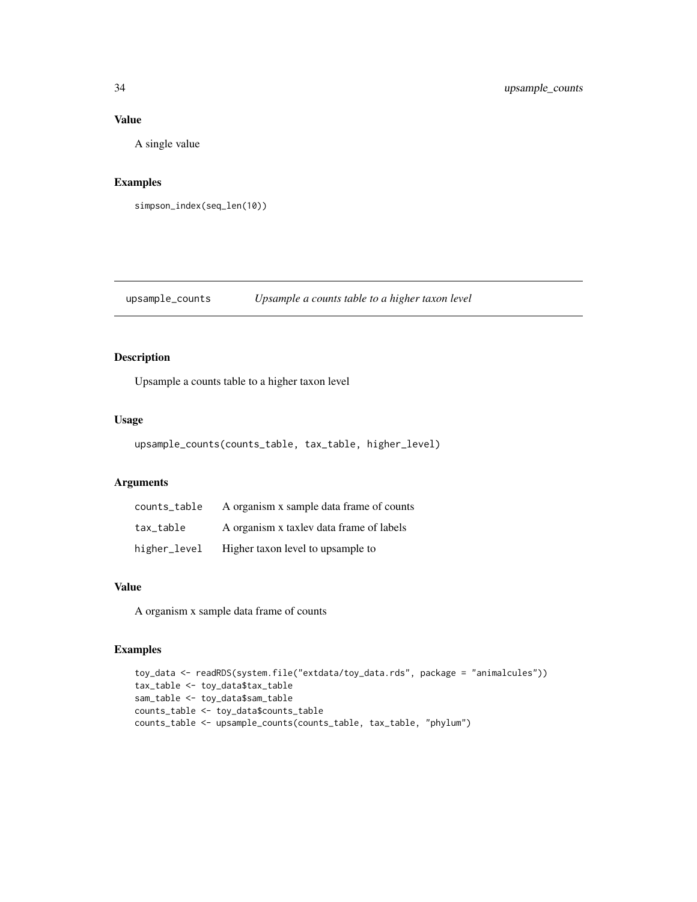### Value

A single value

### Examples

```
simpson_index(seq_len(10))
```

---

## upsample_counts *Upsample a counts table to a higher taxon level*

### Description

Upsample a counts table to a higher taxon level

### Usage

```
upsample_counts(counts_table, tax_table, higher_level)
```

### Arguments

| | |
|---|---|
| counts_table | A organism x sample data frame of counts |
| tax_table | A organism x taxlev data frame of labels |
| higher_level | Higher taxon level to upsample to |

### Value

A organism x sample data frame of counts

### Examples

```
toy_data <- readRDS(system.file("extdata/toy_data.rds", package = "animalcules"))
tax_table <- toy_data$tax_table
sam_table <- toy_data$sam_table
counts_table <- toy_data$counts_table
counts_table <- upsample_counts(counts_table, tax_table, "phylum")
```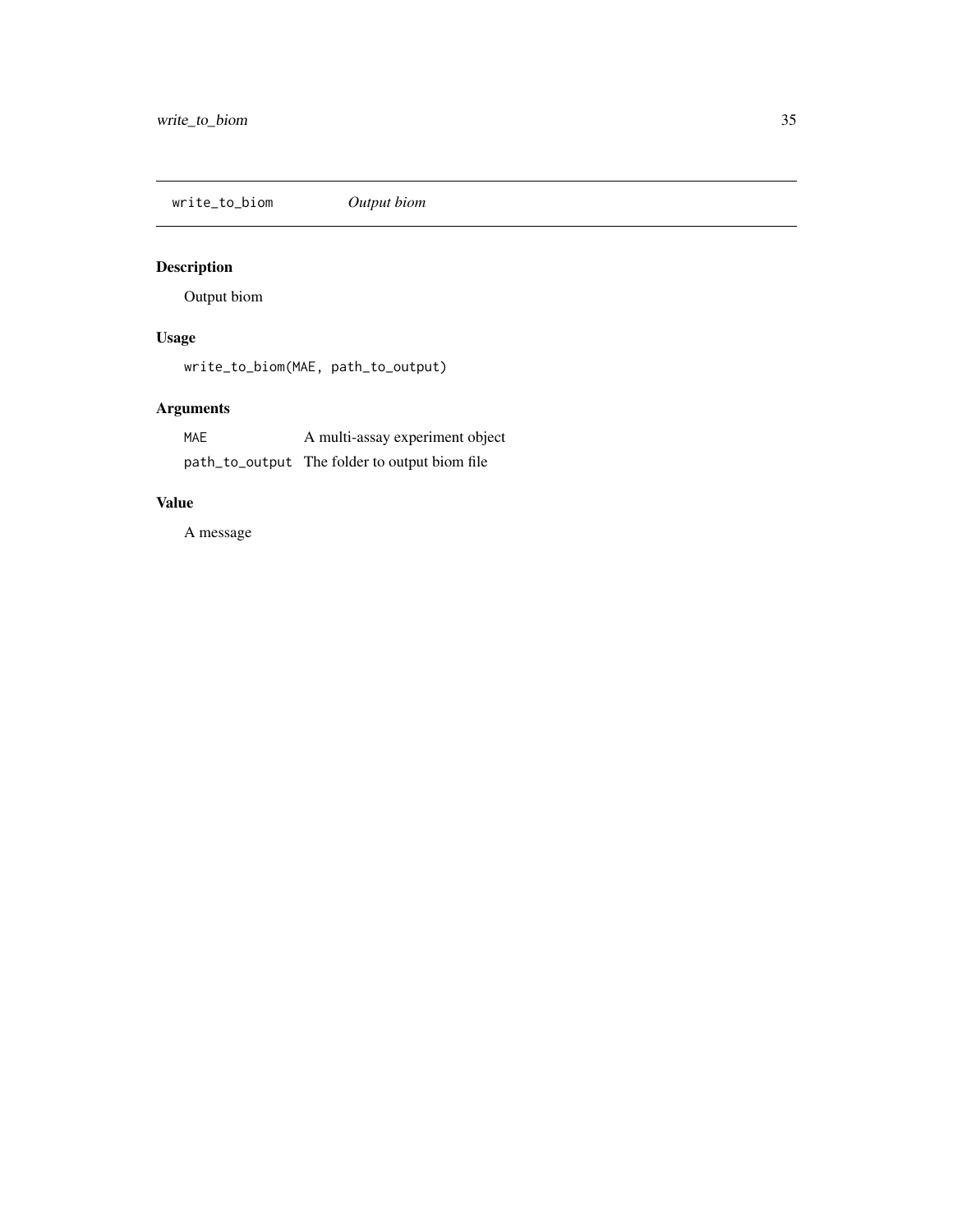## write_to_biom *Output biom*

### Description

Output biom

### Usage

```
write_to_biom(MAE, path_to_output)
```

### Arguments

| | |
|---|---|
| MAE | A multi-assay experiment object |
| path_to_output | The folder to output biom file |

### Value

A message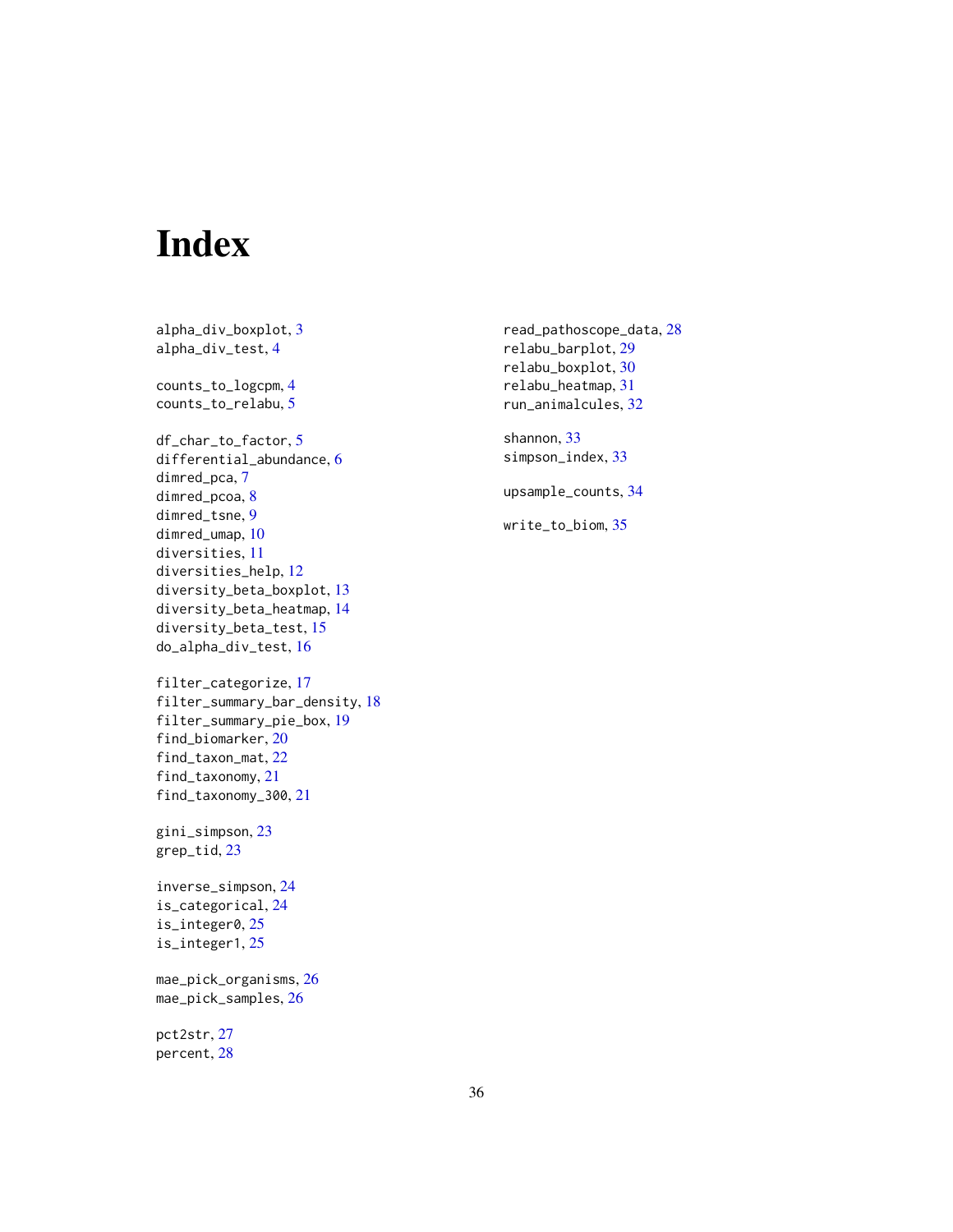# Index

alpha_div_boxplot, 3
alpha_div_test, 4

counts_to_logcpm, 4
counts_to_relabu, 5

df_char_to_factor, 5
differential_abundance, 6
dimred_pca, 7
dimred_pcoa, 8
dimred_tsne, 9
dimred_umap, 10
diversities, 11
diversities_help, 12
diversity_beta_boxplot, 13
diversity_beta_heatmap, 14
diversity_beta_test, 15
do_alpha_div_test, 16

filter_categorize, 17
filter_summary_bar_density, 18
filter_summary_pie_box, 19
find_biomarker, 20
find_taxon_mat, 22
find_taxonomy, 21
find_taxonomy_300, 21

gini_simpson, 23
grep_tid, 23

inverse_simpson, 24
is_categorical, 24
is_integer0, 25
is_integer1, 25

mae_pick_organisms, 26
mae_pick_samples, 26

pct2str, 27
percent, 28

read_pathoscope_data, 28
relabu_barplot, 29
relabu_boxplot, 30
relabu_heatmap, 31
run_animalcules, 32

shannon, 33
simpson_index, 33

upsample_counts, 34

write_to_biom, 35